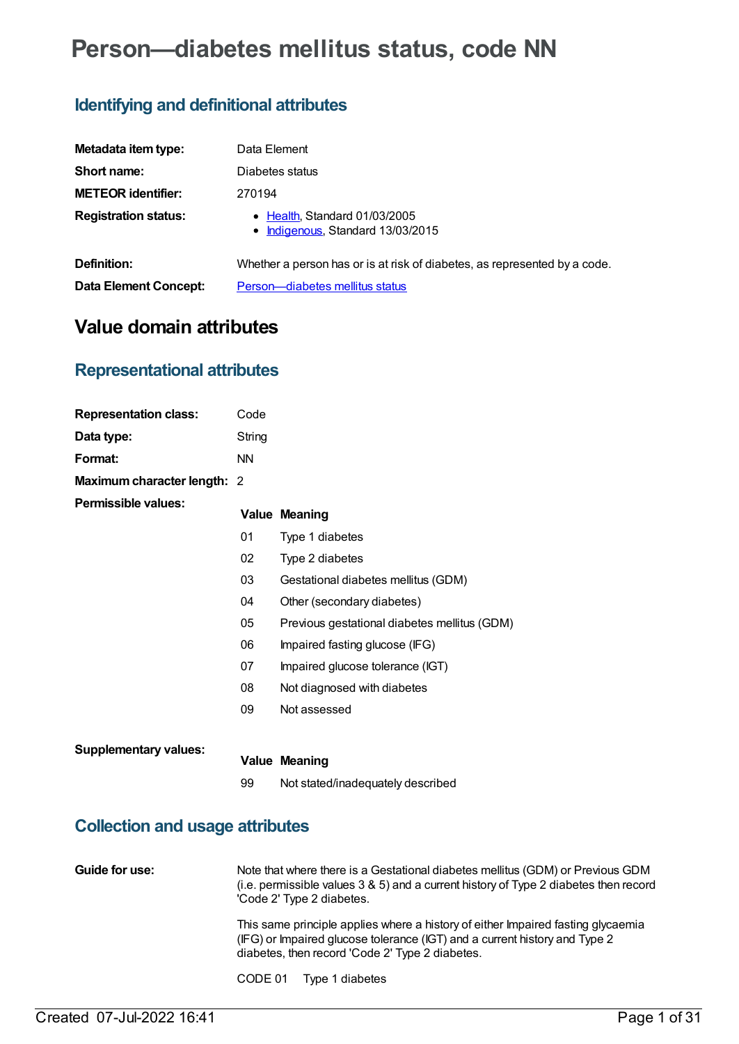# Person—diabetes mellitus status, code NN

## Identifying and definitional attributes

| | |
|---|---|
| **Metadata item type:** | Data Element |
| **Short name:** | Diabetes status |
| **METEOR identifier:** | 270194 |
| **Registration status:** | • Health, Standard 01/03/2005<br>• Indigenous, Standard 13/03/2015 |
| **Definition:** | Whether a person has or is at risk of diabetes, as represented by a code. |
| **Data Element Concept:** | Person—diabetes mellitus status |

# Value domain attributes

## Representational attributes

| | |
|---|---|
| **Representation class:** | Code |
| **Data type:** | String |
| **Format:** | NN |
| **Maximum character length:** | 2 |

**Permissible values:**

| Value | Meaning |
|---|---|
| 01 | Type 1 diabetes |
| 02 | Type 2 diabetes |
| 03 | Gestational diabetes mellitus (GDM) |
| 04 | Other (secondary diabetes) |
| 05 | Previous gestational diabetes mellitus (GDM) |
| 06 | Impaired fasting glucose (IFG) |
| 07 | Impaired glucose tolerance (IGT) |
| 08 | Not diagnosed with diabetes |
| 09 | Not assessed |

**Supplementary values:**

| Value | Meaning |
|---|---|
| 99 | Not stated/inadequately described |

## Collection and usage attributes

**Guide for use:**

Note that where there is a Gestational diabetes mellitus (GDM) or Previous GDM (i.e. permissible values 3 & 5) and a current history of Type 2 diabetes then record 'Code 2' Type 2 diabetes.

This same principle applies where a history of either Impaired fasting glycaemia (IFG) or Impaired glucose tolerance (IGT) and a current history and Type 2 diabetes, then record 'Code 2' Type 2 diabetes.

CODE 01 Type 1 diabetes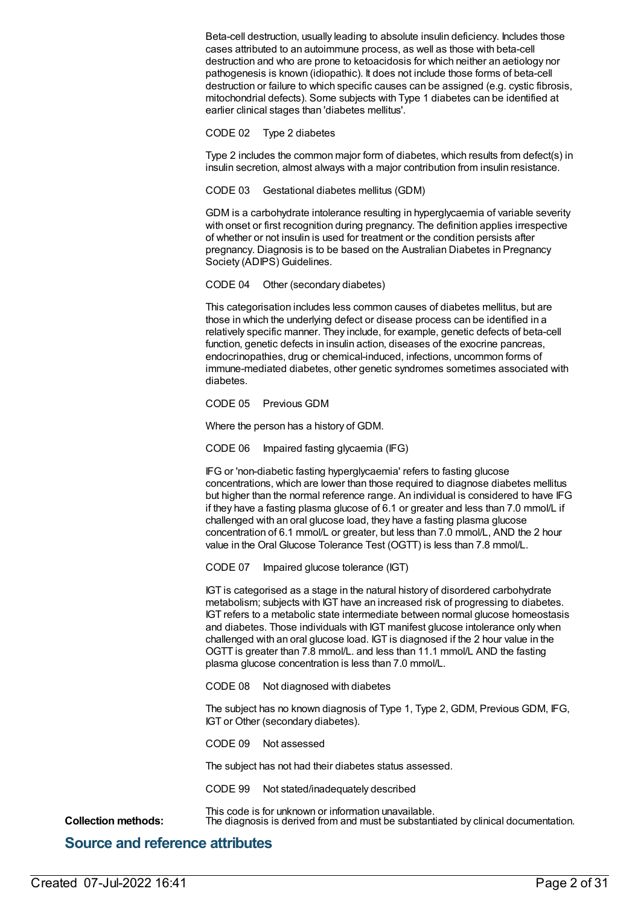Beta-cell destruction, usually leading to absolute insulin deficiency. Includes those cases attributed to an autoimmune process, as well as those with beta-cell destruction and who are prone to ketoacidosis for which neither an aetiology nor pathogenesis is known (idiopathic). It does not include those forms of beta-cell destruction or failure to which specific causes can be assigned (e.g. cystic fibrosis, mitochondrial defects). Some subjects with Type 1 diabetes can be identified at earlier clinical stages than 'diabetes mellitus'.

CODE 02 Type 2 diabetes

Type 2 includes the common major form of diabetes, which results from defect(s) in insulin secretion, almost always with a major contribution from insulin resistance.

CODE 03 Gestational diabetes mellitus (GDM)

GDM is a carbohydrate intolerance resulting in hyperglycaemia of variable severity with onset or first recognition during pregnancy. The definition applies irrespective of whether or not insulin is used for treatment or the condition persists after pregnancy. Diagnosis is to be based on the Australian Diabetes in Pregnancy Society (ADIPS) Guidelines.

CODE 04 Other (secondary diabetes)

This categorisation includes less common causes of diabetes mellitus, but are those in which the underlying defect or disease process can be identified in a relatively specific manner. They include, for example, genetic defects of beta-cell function, genetic defects in insulin action, diseases of the exocrine pancreas, endocrinopathies, drug or chemical-induced, infections, uncommon forms of immune-mediated diabetes, other genetic syndromes sometimes associated with diabetes.

CODE 05 Previous GDM

Where the person has a history of GDM.

CODE 06 Impaired fasting glycaemia (IFG)

IFG or 'non-diabetic fasting hyperglycaemia' refers to fasting glucose concentrations, which are lower than those required to diagnose diabetes mellitus but higher than the normal reference range. An individual is considered to have IFG if they have a fasting plasma glucose of 6.1 or greater and less than 7.0 mmol/L if challenged with an oral glucose load, they have a fasting plasma glucose concentration of 6.1 mmol/L or greater, but less than 7.0 mmol/L, AND the 2 hour value in the Oral Glucose Tolerance Test (OGTT) is less than 7.8 mmol/L.

CODE 07 Impaired glucose tolerance (IGT)

IGT is categorised as a stage in the natural history of disordered carbohydrate metabolism; subjects with IGT have an increased risk of progressing to diabetes. IGT refers to a metabolic state intermediate between normal glucose homeostasis and diabetes. Those individuals with IGT manifest glucose intolerance only when challenged with an oral glucose load. IGT is diagnosed if the 2 hour value in the OGTT is greater than 7.8 mmol/L. and less than 11.1 mmol/L AND the fasting plasma glucose concentration is less than 7.0 mmol/L.

CODE 08 Not diagnosed with diabetes

The subject has no known diagnosis of Type 1, Type 2, GDM, Previous GDM, IFG, IGT or Other (secondary diabetes).

CODE 09 Not assessed

The subject has not had their diabetes status assessed.

CODE 99 Not stated/inadequately described

This code is for unknown or information unavailable.

**Collection methods:** The diagnosis is derived from and must be substantiated by clinical documentation.

## Source and reference attributes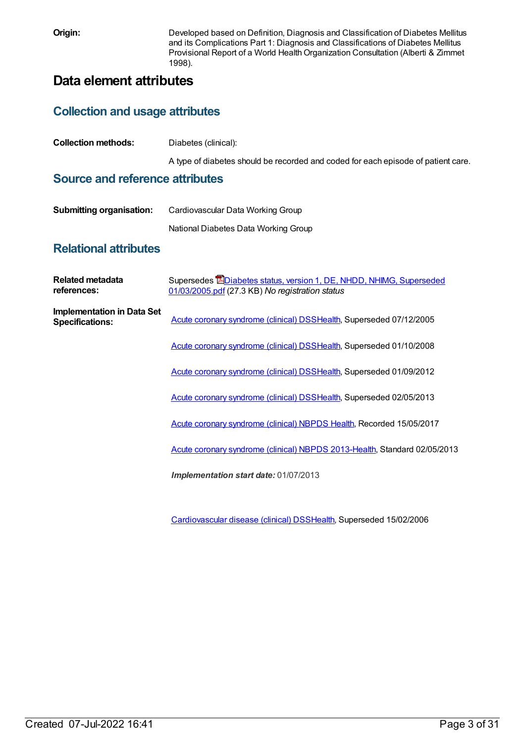**Origin:** Developed based on Definition, Diagnosis and Classification of Diabetes Mellitus and its Complications Part 1: Diagnosis and Classifications of Diabetes Mellitus Provisional Report of a World Health Organization Consultation (Alberti & Zimmet 1998).

# Data element attributes

## Collection and usage attributes

**Collection methods:** Diabetes (clinical):

A type of diabetes should be recorded and coded for each episode of patient care.

## Source and reference attributes

**Submitting organisation:** Cardiovascular Data Working Group

National Diabetes Data Working Group

## Relational attributes

**Related metadata references:** Supersedes Diabetes status, version 1, DE, NHDD, NHIMG, Superseded 01/03/2005.pdf (27.3 KB) *No registration status*

**Implementation in Data Set Specifications:**

Acute coronary syndrome (clinical) DSSHealth, Superseded 07/12/2005

Acute coronary syndrome (clinical) DSSHealth, Superseded 01/10/2008

Acute coronary syndrome (clinical) DSSHealth, Superseded 01/09/2012

Acute coronary syndrome (clinical) DSSHealth, Superseded 02/05/2013

Acute coronary syndrome (clinical) NBPDS Health, Recorded 15/05/2017

Acute coronary syndrome (clinical) NBPDS 2013-Health, Standard 02/05/2013

***Implementation start date:*** 01/07/2013

Cardiovascular disease (clinical) DSSHealth, Superseded 15/02/2006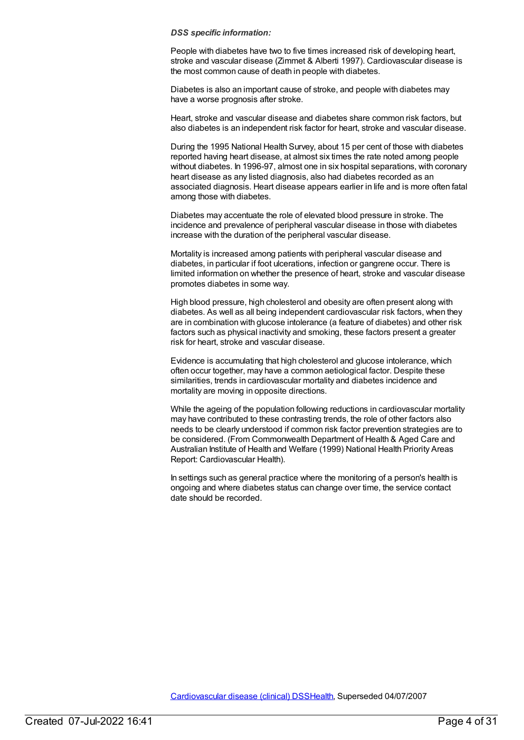***DSS specific information:***

People with diabetes have two to five times increased risk of developing heart, stroke and vascular disease (Zimmet & Alberti 1997). Cardiovascular disease is the most common cause of death in people with diabetes.

Diabetes is also an important cause of stroke, and people with diabetes may have a worse prognosis after stroke.

Heart, stroke and vascular disease and diabetes share common risk factors, but also diabetes is an independent risk factor for heart, stroke and vascular disease.

During the 1995 National Health Survey, about 15 per cent of those with diabetes reported having heart disease, at almost six times the rate noted among people without diabetes. In 1996-97, almost one in six hospital separations, with coronary heart disease as any listed diagnosis, also had diabetes recorded as an associated diagnosis. Heart disease appears earlier in life and is more often fatal among those with diabetes.

Diabetes may accentuate the role of elevated blood pressure in stroke. The incidence and prevalence of peripheral vascular disease in those with diabetes increase with the duration of the peripheral vascular disease.

Mortality is increased among patients with peripheral vascular disease and diabetes, in particular if foot ulcerations, infection or gangrene occur. There is limited information on whether the presence of heart, stroke and vascular disease promotes diabetes in some way.

High blood pressure, high cholesterol and obesity are often present along with diabetes. As well as all being independent cardiovascular risk factors, when they are in combination with glucose intolerance (a feature of diabetes) and other risk factors such as physical inactivity and smoking, these factors present a greater risk for heart, stroke and vascular disease.

Evidence is accumulating that high cholesterol and glucose intolerance, which often occur together, may have a common aetiological factor. Despite these similarities, trends in cardiovascular mortality and diabetes incidence and mortality are moving in opposite directions.

While the ageing of the population following reductions in cardiovascular mortality may have contributed to these contrasting trends, the role of other factors also needs to be clearly understood if common risk factor prevention strategies are to be considered. (From Commonwealth Department of Health & Aged Care and Australian Institute of Health and Welfare (1999) National Health Priority Areas Report: Cardiovascular Health).

In settings such as general practice where the monitoring of a person's health is ongoing and where diabetes status can change over time, the service contact date should be recorded.

Cardiovascular disease (clinical) DSSHealth, Superseded 04/07/2007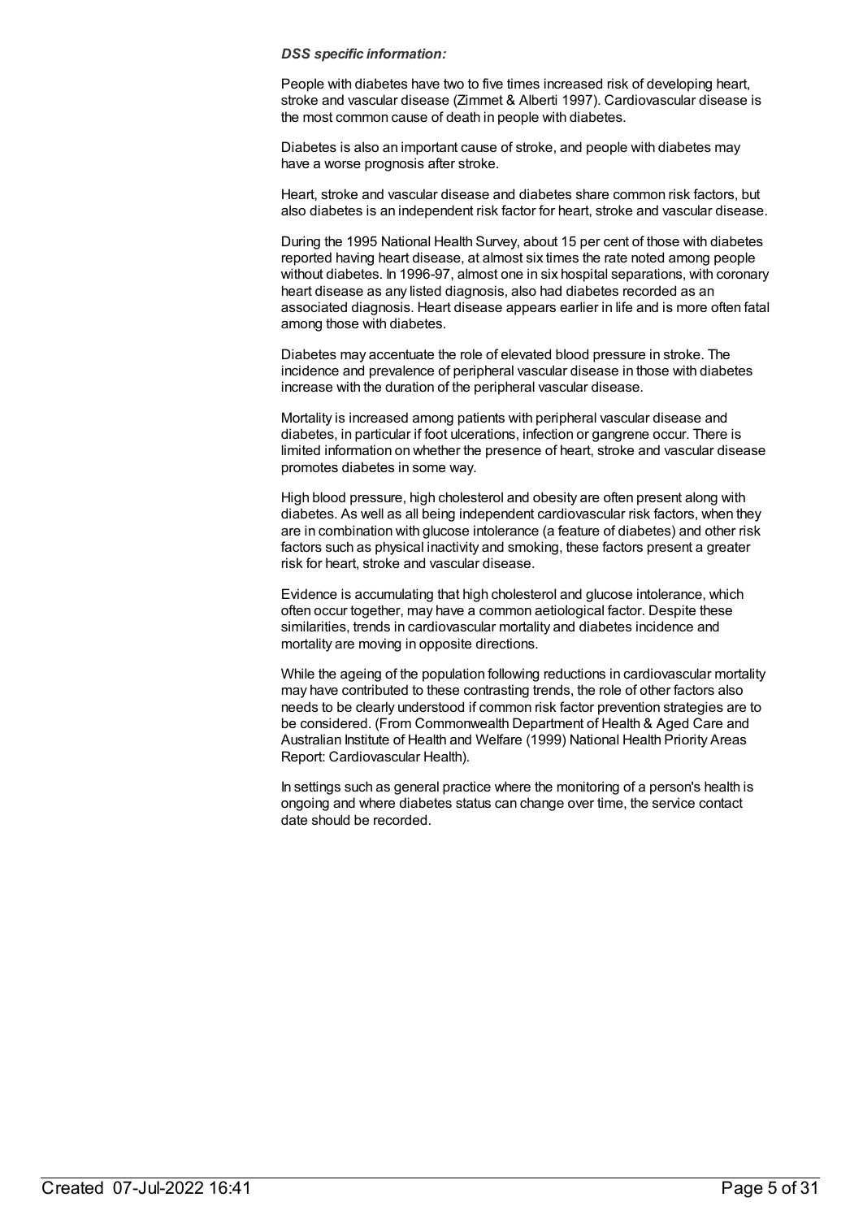***DSS specific information:***

People with diabetes have two to five times increased risk of developing heart, stroke and vascular disease (Zimmet & Alberti 1997). Cardiovascular disease is the most common cause of death in people with diabetes.

Diabetes is also an important cause of stroke, and people with diabetes may have a worse prognosis after stroke.

Heart, stroke and vascular disease and diabetes share common risk factors, but also diabetes is an independent risk factor for heart, stroke and vascular disease.

During the 1995 National Health Survey, about 15 per cent of those with diabetes reported having heart disease, at almost six times the rate noted among people without diabetes. In 1996-97, almost one in six hospital separations, with coronary heart disease as any listed diagnosis, also had diabetes recorded as an associated diagnosis. Heart disease appears earlier in life and is more often fatal among those with diabetes.

Diabetes may accentuate the role of elevated blood pressure in stroke. The incidence and prevalence of peripheral vascular disease in those with diabetes increase with the duration of the peripheral vascular disease.

Mortality is increased among patients with peripheral vascular disease and diabetes, in particular if foot ulcerations, infection or gangrene occur. There is limited information on whether the presence of heart, stroke and vascular disease promotes diabetes in some way.

High blood pressure, high cholesterol and obesity are often present along with diabetes. As well as all being independent cardiovascular risk factors, when they are in combination with glucose intolerance (a feature of diabetes) and other risk factors such as physical inactivity and smoking, these factors present a greater risk for heart, stroke and vascular disease.

Evidence is accumulating that high cholesterol and glucose intolerance, which often occur together, may have a common aetiological factor. Despite these similarities, trends in cardiovascular mortality and diabetes incidence and mortality are moving in opposite directions.

While the ageing of the population following reductions in cardiovascular mortality may have contributed to these contrasting trends, the role of other factors also needs to be clearly understood if common risk factor prevention strategies are to be considered. (From Commonwealth Department of Health & Aged Care and Australian Institute of Health and Welfare (1999) National Health Priority Areas Report: Cardiovascular Health).

In settings such as general practice where the monitoring of a person's health is ongoing and where diabetes status can change over time, the service contact date should be recorded.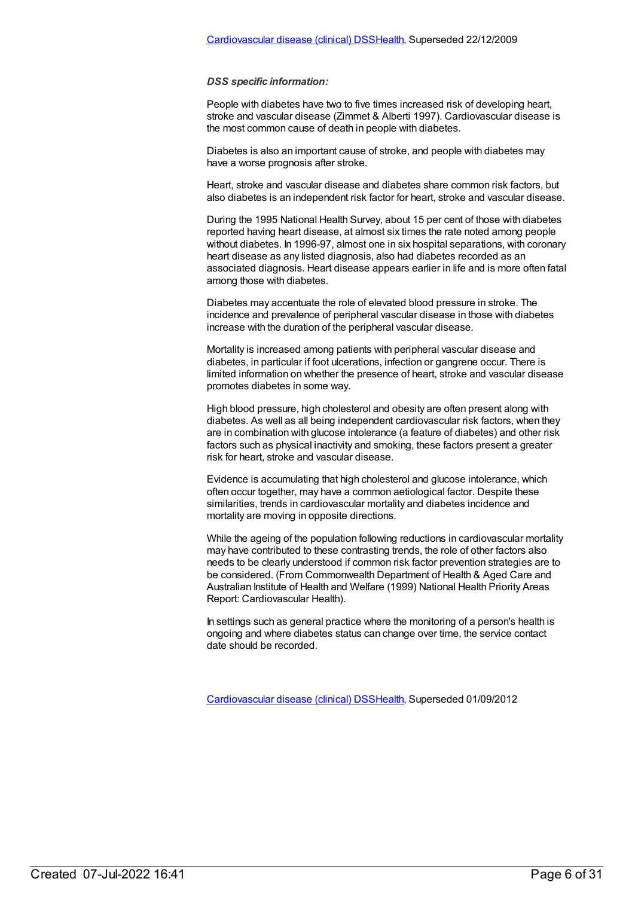[Cardiovascular disease (clinical) DSSHealth](#), Superseded 22/12/2009

***DSS specific information:***

People with diabetes have two to five times increased risk of developing heart, stroke and vascular disease (Zimmet & Alberti 1997). Cardiovascular disease is the most common cause of death in people with diabetes.

Diabetes is also an important cause of stroke, and people with diabetes may have a worse prognosis after stroke.

Heart, stroke and vascular disease and diabetes share common risk factors, but also diabetes is an independent risk factor for heart, stroke and vascular disease.

During the 1995 National Health Survey, about 15 per cent of those with diabetes reported having heart disease, at almost six times the rate noted among people without diabetes. In 1996-97, almost one in six hospital separations, with coronary heart disease as any listed diagnosis, also had diabetes recorded as an associated diagnosis. Heart disease appears earlier in life and is more often fatal among those with diabetes.

Diabetes may accentuate the role of elevated blood pressure in stroke. The incidence and prevalence of peripheral vascular disease in those with diabetes increase with the duration of the peripheral vascular disease.

Mortality is increased among patients with peripheral vascular disease and diabetes, in particular if foot ulcerations, infection or gangrene occur. There is limited information on whether the presence of heart, stroke and vascular disease promotes diabetes in some way.

High blood pressure, high cholesterol and obesity are often present along with diabetes. As well as all being independent cardiovascular risk factors, when they are in combination with glucose intolerance (a feature of diabetes) and other risk factors such as physical inactivity and smoking, these factors present a greater risk for heart, stroke and vascular disease.

Evidence is accumulating that high cholesterol and glucose intolerance, which often occur together, may have a common aetiological factor. Despite these similarities, trends in cardiovascular mortality and diabetes incidence and mortality are moving in opposite directions.

While the ageing of the population following reductions in cardiovascular mortality may have contributed to these contrasting trends, the role of other factors also needs to be clearly understood if common risk factor prevention strategies are to be considered. (From Commonwealth Department of Health & Aged Care and Australian Institute of Health and Welfare (1999) National Health Priority Areas Report: Cardiovascular Health).

In settings such as general practice where the monitoring of a person's health is ongoing and where diabetes status can change over time, the service contact date should be recorded.

[Cardiovascular disease (clinical) DSSHealth](#), Superseded 01/09/2012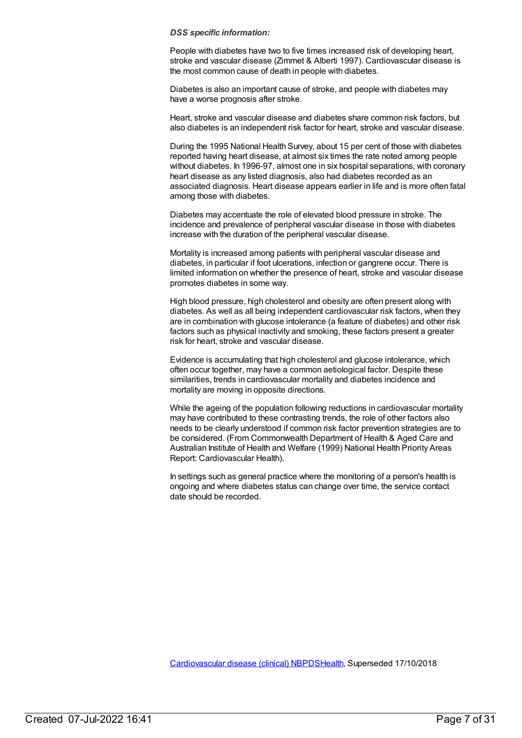***DSS specific information:***

People with diabetes have two to five times increased risk of developing heart, stroke and vascular disease (Zimmet & Alberti 1997). Cardiovascular disease is the most common cause of death in people with diabetes.

Diabetes is also an important cause of stroke, and people with diabetes may have a worse prognosis after stroke.

Heart, stroke and vascular disease and diabetes share common risk factors, but also diabetes is an independent risk factor for heart, stroke and vascular disease.

During the 1995 National Health Survey, about 15 per cent of those with diabetes reported having heart disease, at almost six times the rate noted among people without diabetes. In 1996-97, almost one in six hospital separations, with coronary heart disease as any listed diagnosis, also had diabetes recorded as an associated diagnosis. Heart disease appears earlier in life and is more often fatal among those with diabetes.

Diabetes may accentuate the role of elevated blood pressure in stroke. The incidence and prevalence of peripheral vascular disease in those with diabetes increase with the duration of the peripheral vascular disease.

Mortality is increased among patients with peripheral vascular disease and diabetes, in particular if foot ulcerations, infection or gangrene occur. There is limited information on whether the presence of heart, stroke and vascular disease promotes diabetes in some way.

High blood pressure, high cholesterol and obesity are often present along with diabetes. As well as all being independent cardiovascular risk factors, when they are in combination with glucose intolerance (a feature of diabetes) and other risk factors such as physical inactivity and smoking, these factors present a greater risk for heart, stroke and vascular disease.

Evidence is accumulating that high cholesterol and glucose intolerance, which often occur together, may have a common aetiological factor. Despite these similarities, trends in cardiovascular mortality and diabetes incidence and mortality are moving in opposite directions.

While the ageing of the population following reductions in cardiovascular mortality may have contributed to these contrasting trends, the role of other factors also needs to be clearly understood if common risk factor prevention strategies are to be considered. (From Commonwealth Department of Health & Aged Care and Australian Institute of Health and Welfare (1999) National Health Priority Areas Report: Cardiovascular Health).

In settings such as general practice where the monitoring of a person's health is ongoing and where diabetes status can change over time, the service contact date should be recorded.

Cardiovascular disease (clinical) NBPDSHealth, Superseded 17/10/2018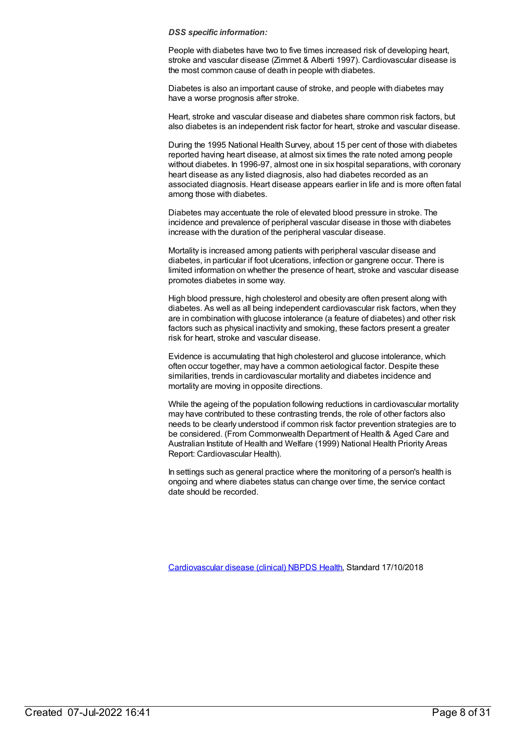***DSS specific information:***

People with diabetes have two to five times increased risk of developing heart, stroke and vascular disease (Zimmet & Alberti 1997). Cardiovascular disease is the most common cause of death in people with diabetes.

Diabetes is also an important cause of stroke, and people with diabetes may have a worse prognosis after stroke.

Heart, stroke and vascular disease and diabetes share common risk factors, but also diabetes is an independent risk factor for heart, stroke and vascular disease.

During the 1995 National Health Survey, about 15 per cent of those with diabetes reported having heart disease, at almost six times the rate noted among people without diabetes. In 1996-97, almost one in six hospital separations, with coronary heart disease as any listed diagnosis, also had diabetes recorded as an associated diagnosis. Heart disease appears earlier in life and is more often fatal among those with diabetes.

Diabetes may accentuate the role of elevated blood pressure in stroke. The incidence and prevalence of peripheral vascular disease in those with diabetes increase with the duration of the peripheral vascular disease.

Mortality is increased among patients with peripheral vascular disease and diabetes, in particular if foot ulcerations, infection or gangrene occur. There is limited information on whether the presence of heart, stroke and vascular disease promotes diabetes in some way.

High blood pressure, high cholesterol and obesity are often present along with diabetes. As well as all being independent cardiovascular risk factors, when they are in combination with glucose intolerance (a feature of diabetes) and other risk factors such as physical inactivity and smoking, these factors present a greater risk for heart, stroke and vascular disease.

Evidence is accumulating that high cholesterol and glucose intolerance, which often occur together, may have a common aetiological factor. Despite these similarities, trends in cardiovascular mortality and diabetes incidence and mortality are moving in opposite directions.

While the ageing of the population following reductions in cardiovascular mortality may have contributed to these contrasting trends, the role of other factors also needs to be clearly understood if common risk factor prevention strategies are to be considered. (From Commonwealth Department of Health & Aged Care and Australian Institute of Health and Welfare (1999) National Health Priority Areas Report: Cardiovascular Health).

In settings such as general practice where the monitoring of a person's health is ongoing and where diabetes status can change over time, the service contact date should be recorded.

Cardiovascular disease (clinical) NBPDS Health, Standard 17/10/2018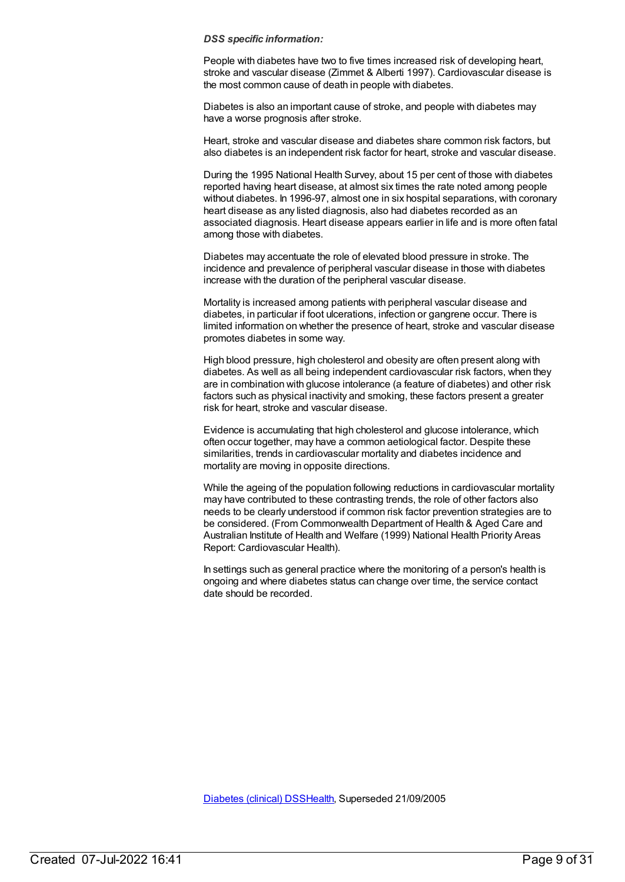***DSS specific information:***

People with diabetes have two to five times increased risk of developing heart, stroke and vascular disease (Zimmet & Alberti 1997). Cardiovascular disease is the most common cause of death in people with diabetes.

Diabetes is also an important cause of stroke, and people with diabetes may have a worse prognosis after stroke.

Heart, stroke and vascular disease and diabetes share common risk factors, but also diabetes is an independent risk factor for heart, stroke and vascular disease.

During the 1995 National Health Survey, about 15 per cent of those with diabetes reported having heart disease, at almost six times the rate noted among people without diabetes. In 1996-97, almost one in six hospital separations, with coronary heart disease as any listed diagnosis, also had diabetes recorded as an associated diagnosis. Heart disease appears earlier in life and is more often fatal among those with diabetes.

Diabetes may accentuate the role of elevated blood pressure in stroke. The incidence and prevalence of peripheral vascular disease in those with diabetes increase with the duration of the peripheral vascular disease.

Mortality is increased among patients with peripheral vascular disease and diabetes, in particular if foot ulcerations, infection or gangrene occur. There is limited information on whether the presence of heart, stroke and vascular disease promotes diabetes in some way.

High blood pressure, high cholesterol and obesity are often present along with diabetes. As well as all being independent cardiovascular risk factors, when they are in combination with glucose intolerance (a feature of diabetes) and other risk factors such as physical inactivity and smoking, these factors present a greater risk for heart, stroke and vascular disease.

Evidence is accumulating that high cholesterol and glucose intolerance, which often occur together, may have a common aetiological factor. Despite these similarities, trends in cardiovascular mortality and diabetes incidence and mortality are moving in opposite directions.

While the ageing of the population following reductions in cardiovascular mortality may have contributed to these contrasting trends, the role of other factors also needs to be clearly understood if common risk factor prevention strategies are to be considered. (From Commonwealth Department of Health & Aged Care and Australian Institute of Health and Welfare (1999) National Health Priority Areas Report: Cardiovascular Health).

In settings such as general practice where the monitoring of a person's health is ongoing and where diabetes status can change over time, the service contact date should be recorded.

Diabetes (clinical) DSSHealth, Superseded 21/09/2005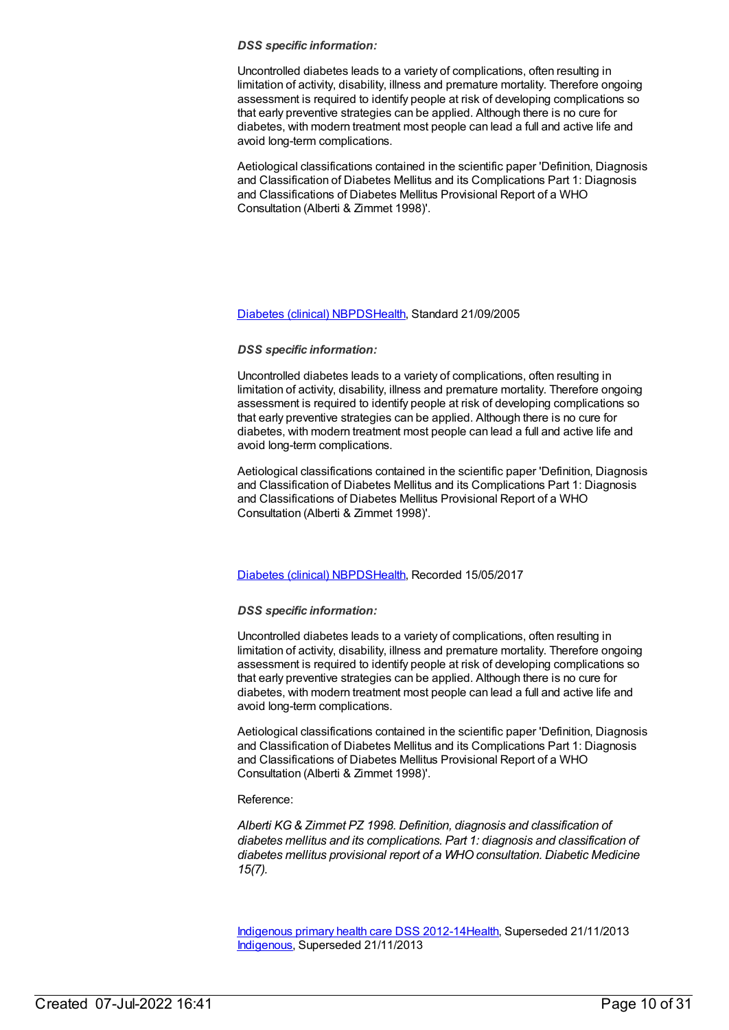***DSS specific information:***

Uncontrolled diabetes leads to a variety of complications, often resulting in limitation of activity, disability, illness and premature mortality. Therefore ongoing assessment is required to identify people at risk of developing complications so that early preventive strategies can be applied. Although there is no cure for diabetes, with modern treatment most people can lead a full and active life and avoid long-term complications.

Aetiological classifications contained in the scientific paper 'Definition, Diagnosis and Classification of Diabetes Mellitus and its Complications Part 1: Diagnosis and Classifications of Diabetes Mellitus Provisional Report of a WHO Consultation (Alberti & Zimmet 1998)'.

[Diabetes (clinical) NBPDSHealth](), Standard 21/09/2005

***DSS specific information:***

Uncontrolled diabetes leads to a variety of complications, often resulting in limitation of activity, disability, illness and premature mortality. Therefore ongoing assessment is required to identify people at risk of developing complications so that early preventive strategies can be applied. Although there is no cure for diabetes, with modern treatment most people can lead a full and active life and avoid long-term complications.

Aetiological classifications contained in the scientific paper 'Definition, Diagnosis and Classification of Diabetes Mellitus and its Complications Part 1: Diagnosis and Classifications of Diabetes Mellitus Provisional Report of a WHO Consultation (Alberti & Zimmet 1998)'.

[Diabetes (clinical) NBPDSHealth](), Recorded 15/05/2017

***DSS specific information:***

Uncontrolled diabetes leads to a variety of complications, often resulting in limitation of activity, disability, illness and premature mortality. Therefore ongoing assessment is required to identify people at risk of developing complications so that early preventive strategies can be applied. Although there is no cure for diabetes, with modern treatment most people can lead a full and active life and avoid long-term complications.

Aetiological classifications contained in the scientific paper 'Definition, Diagnosis and Classification of Diabetes Mellitus and its Complications Part 1: Diagnosis and Classifications of Diabetes Mellitus Provisional Report of a WHO Consultation (Alberti & Zimmet 1998)'.

Reference:

*Alberti KG & Zimmet PZ 1998. Definition, diagnosis and classification of diabetes mellitus and its complications. Part 1: diagnosis and classification of diabetes mellitus provisional report of a WHO consultation. Diabetic Medicine 15(7).*

[Indigenous primary health care DSS 2012-14Health](), Superseded 21/11/2013
[Indigenous](), Superseded 21/11/2013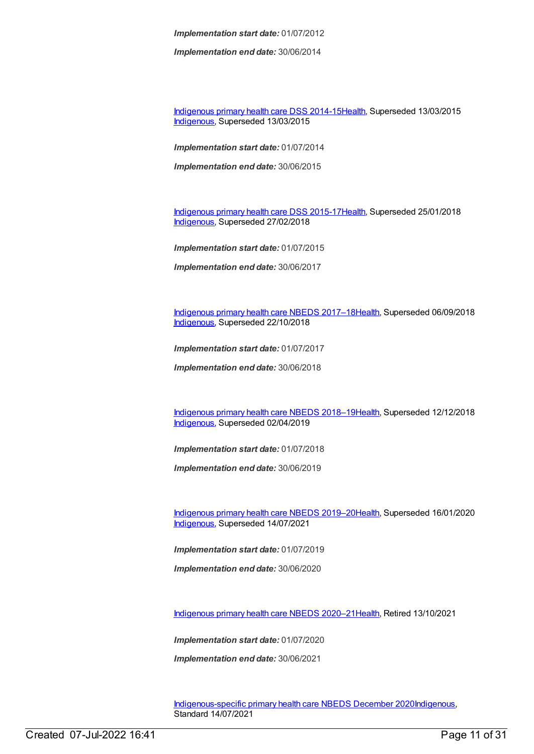***Implementation start date:*** 01/07/2012

***Implementation end date:*** 30/06/2014

Indigenous primary health care DSS 2014-15Health, Superseded 13/03/2015
Indigenous, Superseded 13/03/2015

***Implementation start date:*** 01/07/2014

***Implementation end date:*** 30/06/2015

Indigenous primary health care DSS 2015-17Health, Superseded 25/01/2018
Indigenous, Superseded 27/02/2018

***Implementation start date:*** 01/07/2015

***Implementation end date:*** 30/06/2017

Indigenous primary health care NBEDS 2017–18Health, Superseded 06/09/2018
Indigenous, Superseded 22/10/2018

***Implementation start date:*** 01/07/2017

***Implementation end date:*** 30/06/2018

Indigenous primary health care NBEDS 2018–19Health, Superseded 12/12/2018
Indigenous, Superseded 02/04/2019

***Implementation start date:*** 01/07/2018

***Implementation end date:*** 30/06/2019

Indigenous primary health care NBEDS 2019–20Health, Superseded 16/01/2020
Indigenous, Superseded 14/07/2021

***Implementation start date:*** 01/07/2019

***Implementation end date:*** 30/06/2020

Indigenous primary health care NBEDS 2020–21Health, Retired 13/10/2021

***Implementation start date:*** 01/07/2020

***Implementation end date:*** 30/06/2021

Indigenous-specific primary health care NBEDS December 2020Indigenous, Standard 14/07/2021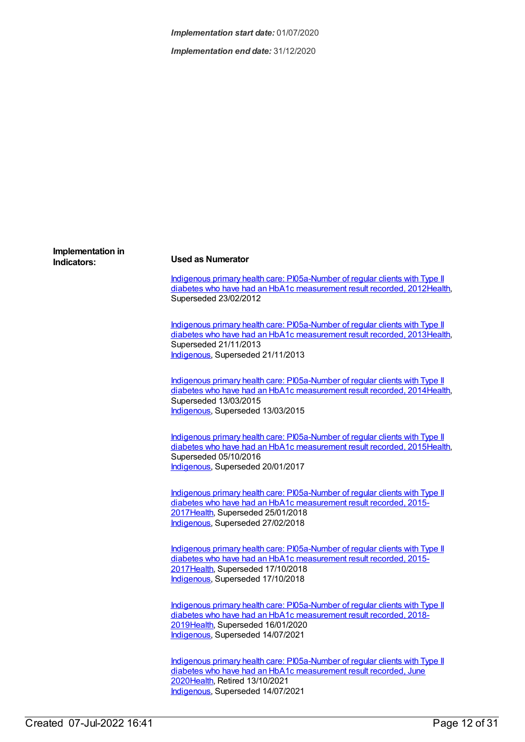***Implementation start date:*** 01/07/2020

***Implementation end date:*** 31/12/2020

**Implementation in Indicators:**

**Used as Numerator**

Indigenous primary health care: PI05a-Number of regular clients with Type II diabetes who have had an HbA1c measurement result recorded, 2012Health, Superseded 23/02/2012

Indigenous primary health care: PI05a-Number of regular clients with Type II diabetes who have had an HbA1c measurement result recorded, 2013Health, Superseded 21/11/2013
Indigenous, Superseded 21/11/2013

Indigenous primary health care: PI05a-Number of regular clients with Type II diabetes who have had an HbA1c measurement result recorded, 2014Health, Superseded 13/03/2015
Indigenous, Superseded 13/03/2015

Indigenous primary health care: PI05a-Number of regular clients with Type II diabetes who have had an HbA1c measurement result recorded, 2015Health, Superseded 05/10/2016
Indigenous, Superseded 20/01/2017

Indigenous primary health care: PI05a-Number of regular clients with Type II diabetes who have had an HbA1c measurement result recorded, 2015-2017Health, Superseded 25/01/2018
Indigenous, Superseded 27/02/2018

Indigenous primary health care: PI05a-Number of regular clients with Type II diabetes who have had an HbA1c measurement result recorded, 2015-2017Health, Superseded 17/10/2018
Indigenous, Superseded 17/10/2018

Indigenous primary health care: PI05a-Number of regular clients with Type II diabetes who have had an HbA1c measurement result recorded, 2018-2019Health, Superseded 16/01/2020
Indigenous, Superseded 14/07/2021

Indigenous primary health care: PI05a-Number of regular clients with Type II diabetes who have had an HbA1c measurement result recorded, June 2020Health, Retired 13/10/2021
Indigenous, Superseded 14/07/2021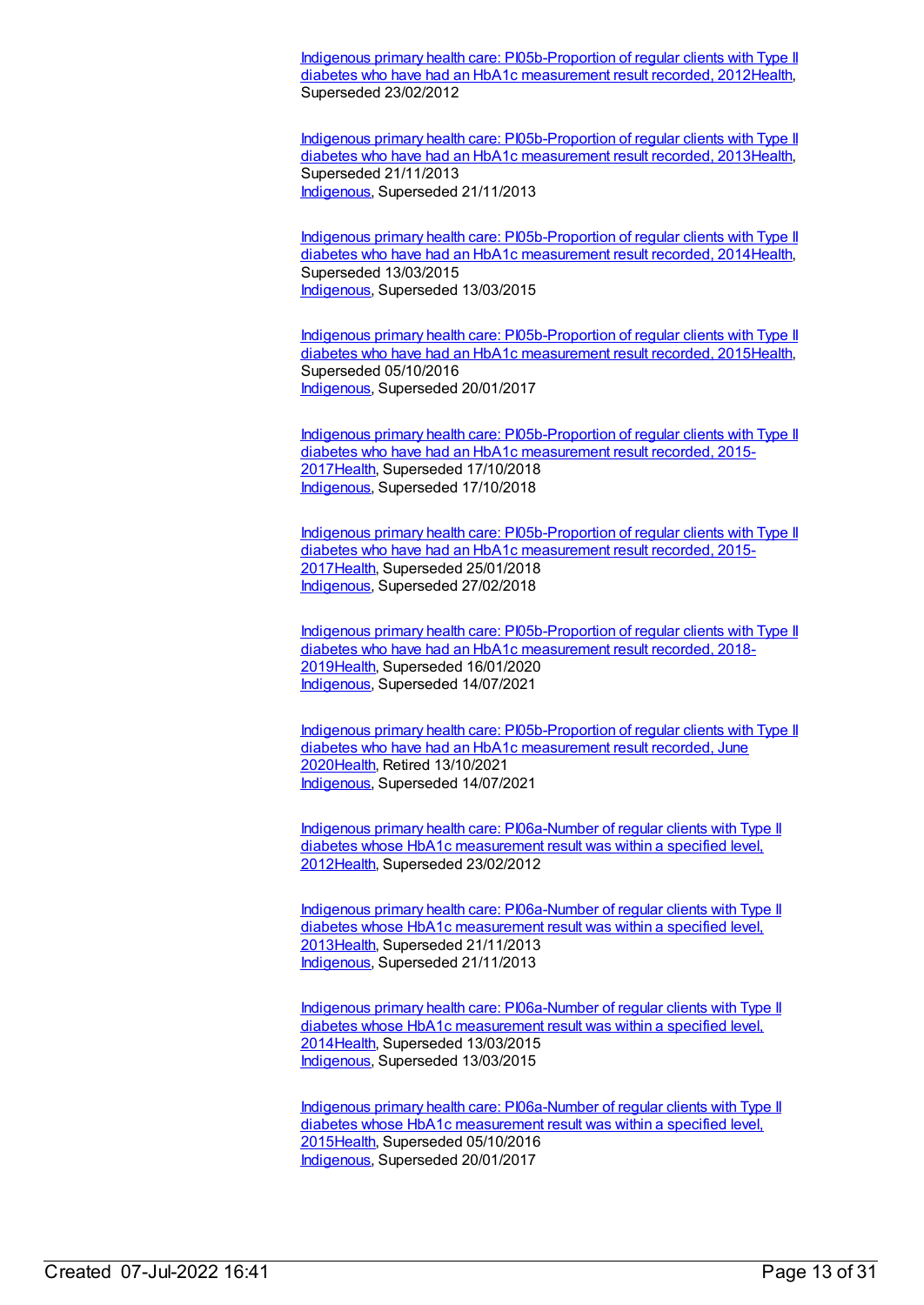Indigenous primary health care: PI05b-Proportion of regular clients with Type II diabetes who have had an HbA1c measurement result recorded, 2012Health, Superseded 23/02/2012

Indigenous primary health care: PI05b-Proportion of regular clients with Type II diabetes who have had an HbA1c measurement result recorded, 2013Health, Superseded 21/11/2013
Indigenous, Superseded 21/11/2013

Indigenous primary health care: PI05b-Proportion of regular clients with Type II diabetes who have had an HbA1c measurement result recorded, 2014Health, Superseded 13/03/2015
Indigenous, Superseded 13/03/2015

Indigenous primary health care: PI05b-Proportion of regular clients with Type II diabetes who have had an HbA1c measurement result recorded, 2015Health, Superseded 05/10/2016
Indigenous, Superseded 20/01/2017

Indigenous primary health care: PI05b-Proportion of regular clients with Type II diabetes who have had an HbA1c measurement result recorded, 2015-2017Health, Superseded 17/10/2018
Indigenous, Superseded 17/10/2018

Indigenous primary health care: PI05b-Proportion of regular clients with Type II diabetes who have had an HbA1c measurement result recorded, 2015-2017Health, Superseded 25/01/2018
Indigenous, Superseded 27/02/2018

Indigenous primary health care: PI05b-Proportion of regular clients with Type II diabetes who have had an HbA1c measurement result recorded, 2018-2019Health, Superseded 16/01/2020
Indigenous, Superseded 14/07/2021

Indigenous primary health care: PI05b-Proportion of regular clients with Type II diabetes who have had an HbA1c measurement result recorded, June 2020Health, Retired 13/10/2021
Indigenous, Superseded 14/07/2021

Indigenous primary health care: PI06a-Number of regular clients with Type II diabetes whose HbA1c measurement result was within a specified level, 2012Health, Superseded 23/02/2012

Indigenous primary health care: PI06a-Number of regular clients with Type II diabetes whose HbA1c measurement result was within a specified level, 2013Health, Superseded 21/11/2013
Indigenous, Superseded 21/11/2013

Indigenous primary health care: PI06a-Number of regular clients with Type II diabetes whose HbA1c measurement result was within a specified level, 2014Health, Superseded 13/03/2015
Indigenous, Superseded 13/03/2015

Indigenous primary health care: PI06a-Number of regular clients with Type II diabetes whose HbA1c measurement result was within a specified level, 2015Health, Superseded 05/10/2016
Indigenous, Superseded 20/01/2017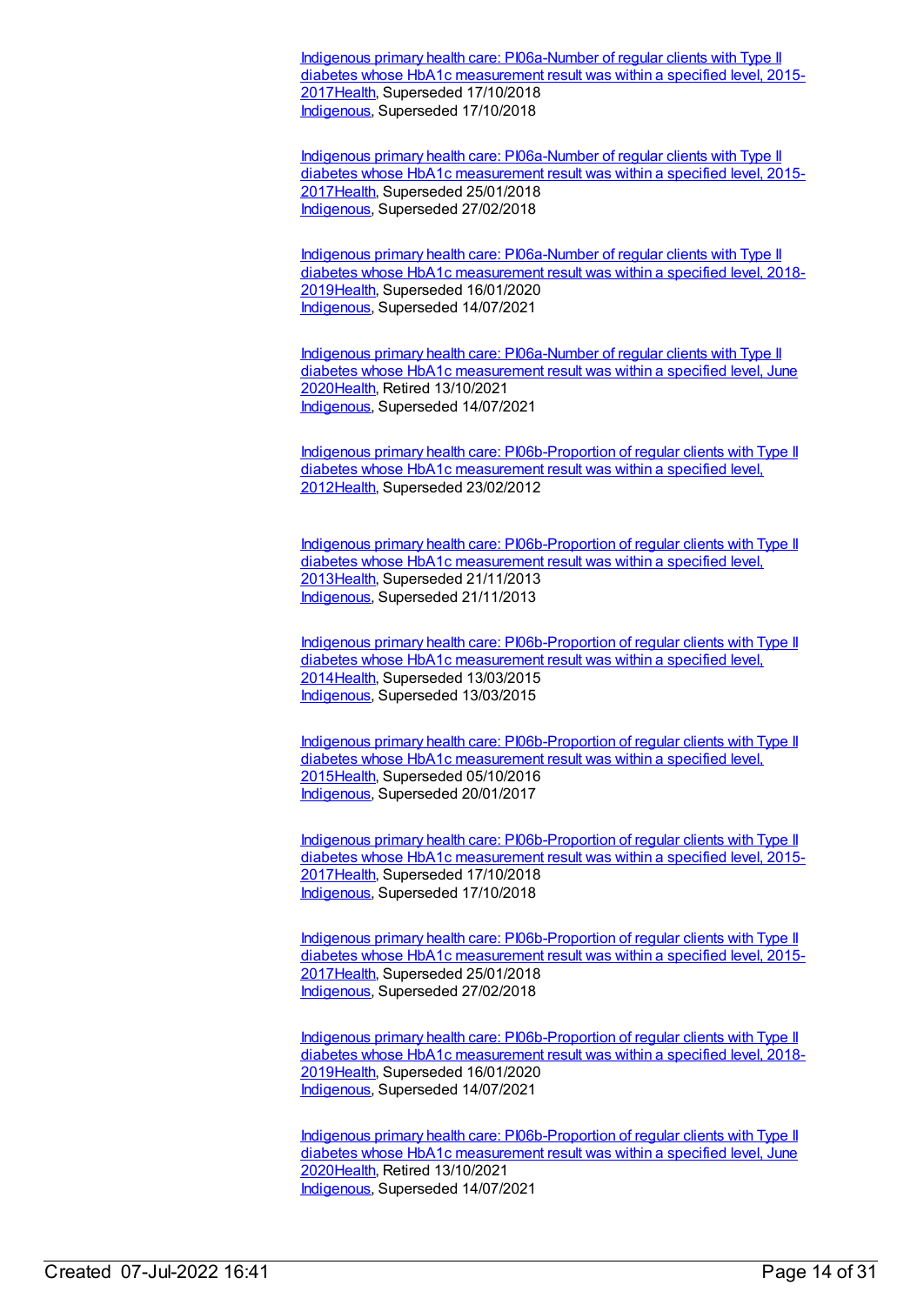Indigenous primary health care: PI06a-Number of regular clients with Type II diabetes whose HbA1c measurement result was within a specified level, 2015-2017Health, Superseded 17/10/2018
Indigenous, Superseded 17/10/2018

Indigenous primary health care: PI06a-Number of regular clients with Type II diabetes whose HbA1c measurement result was within a specified level, 2015-2017Health, Superseded 25/01/2018
Indigenous, Superseded 27/02/2018

Indigenous primary health care: PI06a-Number of regular clients with Type II diabetes whose HbA1c measurement result was within a specified level, 2018-2019Health, Superseded 16/01/2020
Indigenous, Superseded 14/07/2021

Indigenous primary health care: PI06a-Number of regular clients with Type II diabetes whose HbA1c measurement result was within a specified level, June 2020Health, Retired 13/10/2021
Indigenous, Superseded 14/07/2021

Indigenous primary health care: PI06b-Proportion of regular clients with Type II diabetes whose HbA1c measurement result was within a specified level, 2012Health, Superseded 23/02/2012

Indigenous primary health care: PI06b-Proportion of regular clients with Type II diabetes whose HbA1c measurement result was within a specified level, 2013Health, Superseded 21/11/2013
Indigenous, Superseded 21/11/2013

Indigenous primary health care: PI06b-Proportion of regular clients with Type II diabetes whose HbA1c measurement result was within a specified level, 2014Health, Superseded 13/03/2015
Indigenous, Superseded 13/03/2015

Indigenous primary health care: PI06b-Proportion of regular clients with Type II diabetes whose HbA1c measurement result was within a specified level, 2015Health, Superseded 05/10/2016
Indigenous, Superseded 20/01/2017

Indigenous primary health care: PI06b-Proportion of regular clients with Type II diabetes whose HbA1c measurement result was within a specified level, 2015-2017Health, Superseded 17/10/2018
Indigenous, Superseded 17/10/2018

Indigenous primary health care: PI06b-Proportion of regular clients with Type II diabetes whose HbA1c measurement result was within a specified level, 2015-2017Health, Superseded 25/01/2018
Indigenous, Superseded 27/02/2018

Indigenous primary health care: PI06b-Proportion of regular clients with Type II diabetes whose HbA1c measurement result was within a specified level, 2018-2019Health, Superseded 16/01/2020
Indigenous, Superseded 14/07/2021

Indigenous primary health care: PI06b-Proportion of regular clients with Type II diabetes whose HbA1c measurement result was within a specified level, June 2020Health, Retired 13/10/2021
Indigenous, Superseded 14/07/2021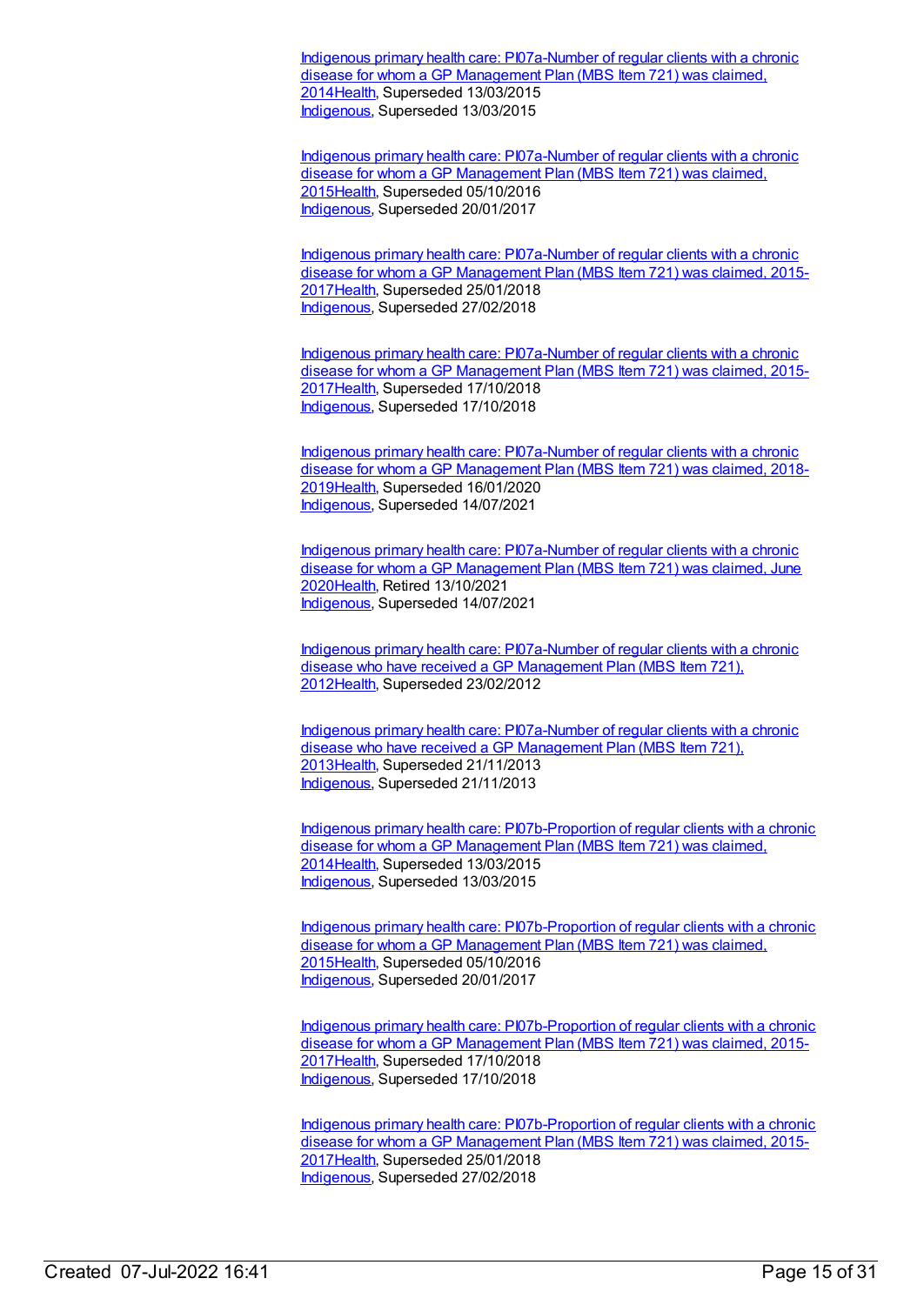Indigenous primary health care: PI07a-Number of regular clients with a chronic disease for whom a GP Management Plan (MBS Item 721) was claimed, 2014Health, Superseded 13/03/2015
Indigenous, Superseded 13/03/2015

Indigenous primary health care: PI07a-Number of regular clients with a chronic disease for whom a GP Management Plan (MBS Item 721) was claimed, 2015Health, Superseded 05/10/2016
Indigenous, Superseded 20/01/2017

Indigenous primary health care: PI07a-Number of regular clients with a chronic disease for whom a GP Management Plan (MBS Item 721) was claimed, 2015-2017Health, Superseded 25/01/2018
Indigenous, Superseded 27/02/2018

Indigenous primary health care: PI07a-Number of regular clients with a chronic disease for whom a GP Management Plan (MBS Item 721) was claimed, 2015-2017Health, Superseded 17/10/2018
Indigenous, Superseded 17/10/2018

Indigenous primary health care: PI07a-Number of regular clients with a chronic disease for whom a GP Management Plan (MBS Item 721) was claimed, 2018-2019Health, Superseded 16/01/2020
Indigenous, Superseded 14/07/2021

Indigenous primary health care: PI07a-Number of regular clients with a chronic disease for whom a GP Management Plan (MBS Item 721) was claimed, June 2020Health, Retired 13/10/2021
Indigenous, Superseded 14/07/2021

Indigenous primary health care: PI07a-Number of regular clients with a chronic disease who have received a GP Management Plan (MBS Item 721), 2012Health, Superseded 23/02/2012

Indigenous primary health care: PI07a-Number of regular clients with a chronic disease who have received a GP Management Plan (MBS Item 721), 2013Health, Superseded 21/11/2013
Indigenous, Superseded 21/11/2013

Indigenous primary health care: PI07b-Proportion of regular clients with a chronic disease for whom a GP Management Plan (MBS Item 721) was claimed, 2014Health, Superseded 13/03/2015
Indigenous, Superseded 13/03/2015

Indigenous primary health care: PI07b-Proportion of regular clients with a chronic disease for whom a GP Management Plan (MBS Item 721) was claimed, 2015Health, Superseded 05/10/2016
Indigenous, Superseded 20/01/2017

Indigenous primary health care: PI07b-Proportion of regular clients with a chronic disease for whom a GP Management Plan (MBS Item 721) was claimed, 2015-2017Health, Superseded 17/10/2018
Indigenous, Superseded 17/10/2018

Indigenous primary health care: PI07b-Proportion of regular clients with a chronic disease for whom a GP Management Plan (MBS Item 721) was claimed, 2015-2017Health, Superseded 25/01/2018
Indigenous, Superseded 27/02/2018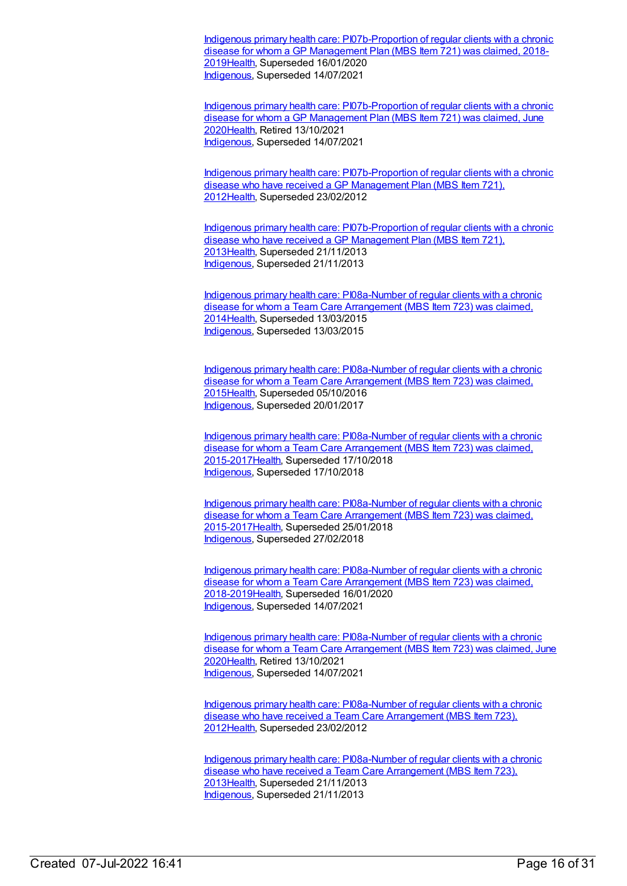Indigenous primary health care: PI07b-Proportion of regular clients with a chronic disease for whom a GP Management Plan (MBS Item 721) was claimed, 2018-2019Health, Superseded 16/01/2020
Indigenous, Superseded 14/07/2021

Indigenous primary health care: PI07b-Proportion of regular clients with a chronic disease for whom a GP Management Plan (MBS Item 721) was claimed, June 2020Health, Retired 13/10/2021
Indigenous, Superseded 14/07/2021

Indigenous primary health care: PI07b-Proportion of regular clients with a chronic disease who have received a GP Management Plan (MBS Item 721), 2012Health, Superseded 23/02/2012

Indigenous primary health care: PI07b-Proportion of regular clients with a chronic disease who have received a GP Management Plan (MBS Item 721), 2013Health, Superseded 21/11/2013
Indigenous, Superseded 21/11/2013

Indigenous primary health care: PI08a-Number of regular clients with a chronic disease for whom a Team Care Arrangement (MBS Item 723) was claimed, 2014Health, Superseded 13/03/2015
Indigenous, Superseded 13/03/2015

Indigenous primary health care: PI08a-Number of regular clients with a chronic disease for whom a Team Care Arrangement (MBS Item 723) was claimed, 2015Health, Superseded 05/10/2016
Indigenous, Superseded 20/01/2017

Indigenous primary health care: PI08a-Number of regular clients with a chronic disease for whom a Team Care Arrangement (MBS Item 723) was claimed, 2015-2017Health, Superseded 17/10/2018
Indigenous, Superseded 17/10/2018

Indigenous primary health care: PI08a-Number of regular clients with a chronic disease for whom a Team Care Arrangement (MBS Item 723) was claimed, 2015-2017Health, Superseded 25/01/2018
Indigenous, Superseded 27/02/2018

Indigenous primary health care: PI08a-Number of regular clients with a chronic disease for whom a Team Care Arrangement (MBS Item 723) was claimed, 2018-2019Health, Superseded 16/01/2020
Indigenous, Superseded 14/07/2021

Indigenous primary health care: PI08a-Number of regular clients with a chronic disease for whom a Team Care Arrangement (MBS Item 723) was claimed, June 2020Health, Retired 13/10/2021
Indigenous, Superseded 14/07/2021

Indigenous primary health care: PI08a-Number of regular clients with a chronic disease who have received a Team Care Arrangement (MBS Item 723), 2012Health, Superseded 23/02/2012

Indigenous primary health care: PI08a-Number of regular clients with a chronic disease who have received a Team Care Arrangement (MBS Item 723), 2013Health, Superseded 21/11/2013
Indigenous, Superseded 21/11/2013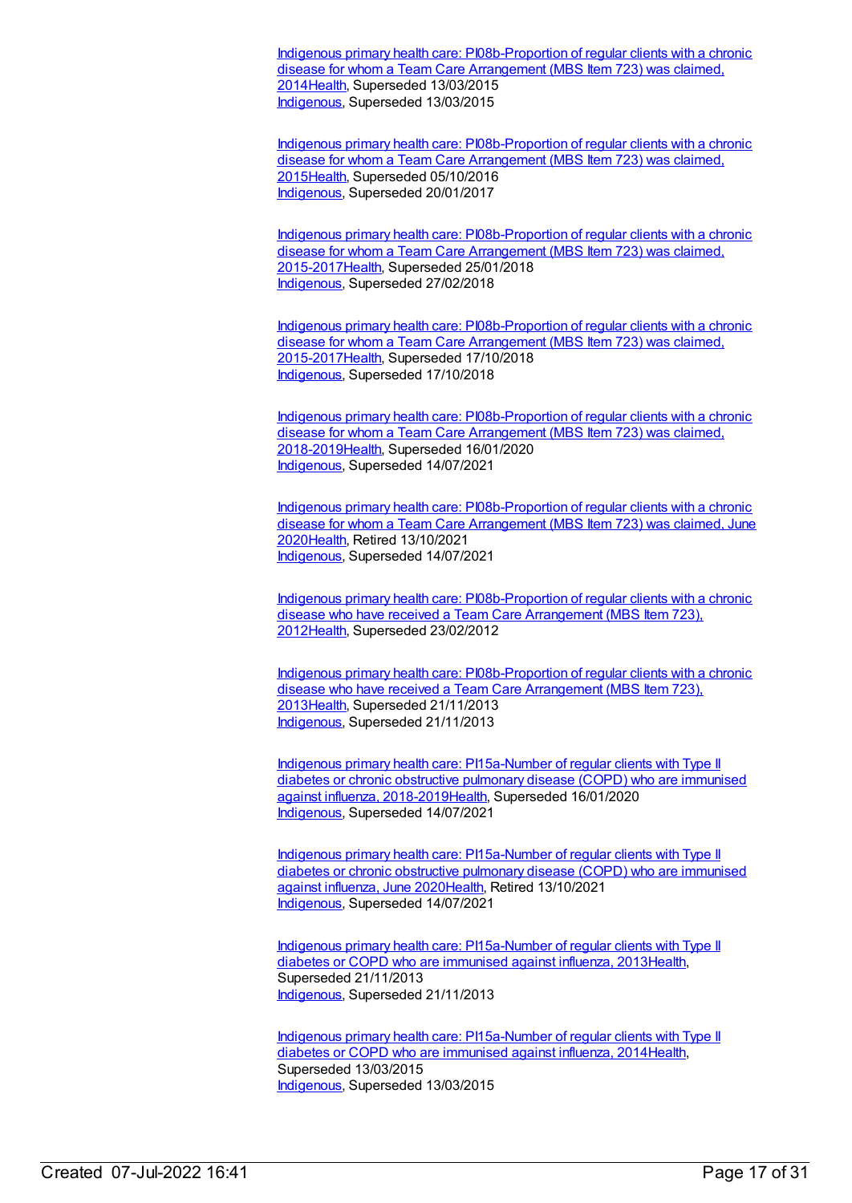[Indigenous primary health care: PI08b-Proportion of regular clients with a chronic disease for whom a Team Care Arrangement (MBS Item 723) was claimed, 2014](Health), Superseded 13/03/2015
Indigenous, Superseded 13/03/2015

Indigenous primary health care: PI08b-Proportion of regular clients with a chronic disease for whom a Team Care Arrangement (MBS Item 723) was claimed, 2015Health, Superseded 05/10/2016
Indigenous, Superseded 20/01/2017

Indigenous primary health care: PI08b-Proportion of regular clients with a chronic disease for whom a Team Care Arrangement (MBS Item 723) was claimed, 2015-2017Health, Superseded 25/01/2018
Indigenous, Superseded 27/02/2018

Indigenous primary health care: PI08b-Proportion of regular clients with a chronic disease for whom a Team Care Arrangement (MBS Item 723) was claimed, 2015-2017Health, Superseded 17/10/2018
Indigenous, Superseded 17/10/2018

Indigenous primary health care: PI08b-Proportion of regular clients with a chronic disease for whom a Team Care Arrangement (MBS Item 723) was claimed, 2018-2019Health, Superseded 16/01/2020
Indigenous, Superseded 14/07/2021

Indigenous primary health care: PI08b-Proportion of regular clients with a chronic disease for whom a Team Care Arrangement (MBS Item 723) was claimed, June 2020Health, Retired 13/10/2021
Indigenous, Superseded 14/07/2021

Indigenous primary health care: PI08b-Proportion of regular clients with a chronic disease who have received a Team Care Arrangement (MBS Item 723), 2012Health, Superseded 23/02/2012

Indigenous primary health care: PI08b-Proportion of regular clients with a chronic disease who have received a Team Care Arrangement (MBS Item 723), 2013Health, Superseded 21/11/2013
Indigenous, Superseded 21/11/2013

Indigenous primary health care: PI15a-Number of regular clients with Type II diabetes or chronic obstructive pulmonary disease (COPD) who are immunised against influenza, 2018-2019Health, Superseded 16/01/2020
Indigenous, Superseded 14/07/2021

Indigenous primary health care: PI15a-Number of regular clients with Type II diabetes or chronic obstructive pulmonary disease (COPD) who are immunised against influenza, June 2020Health, Retired 13/10/2021
Indigenous, Superseded 14/07/2021

Indigenous primary health care: PI15a-Number of regular clients with Type II diabetes or COPD who are immunised against influenza, 2013Health, Superseded 21/11/2013
Indigenous, Superseded 21/11/2013

Indigenous primary health care: PI15a-Number of regular clients with Type II diabetes or COPD who are immunised against influenza, 2014Health, Superseded 13/03/2015
Indigenous, Superseded 13/03/2015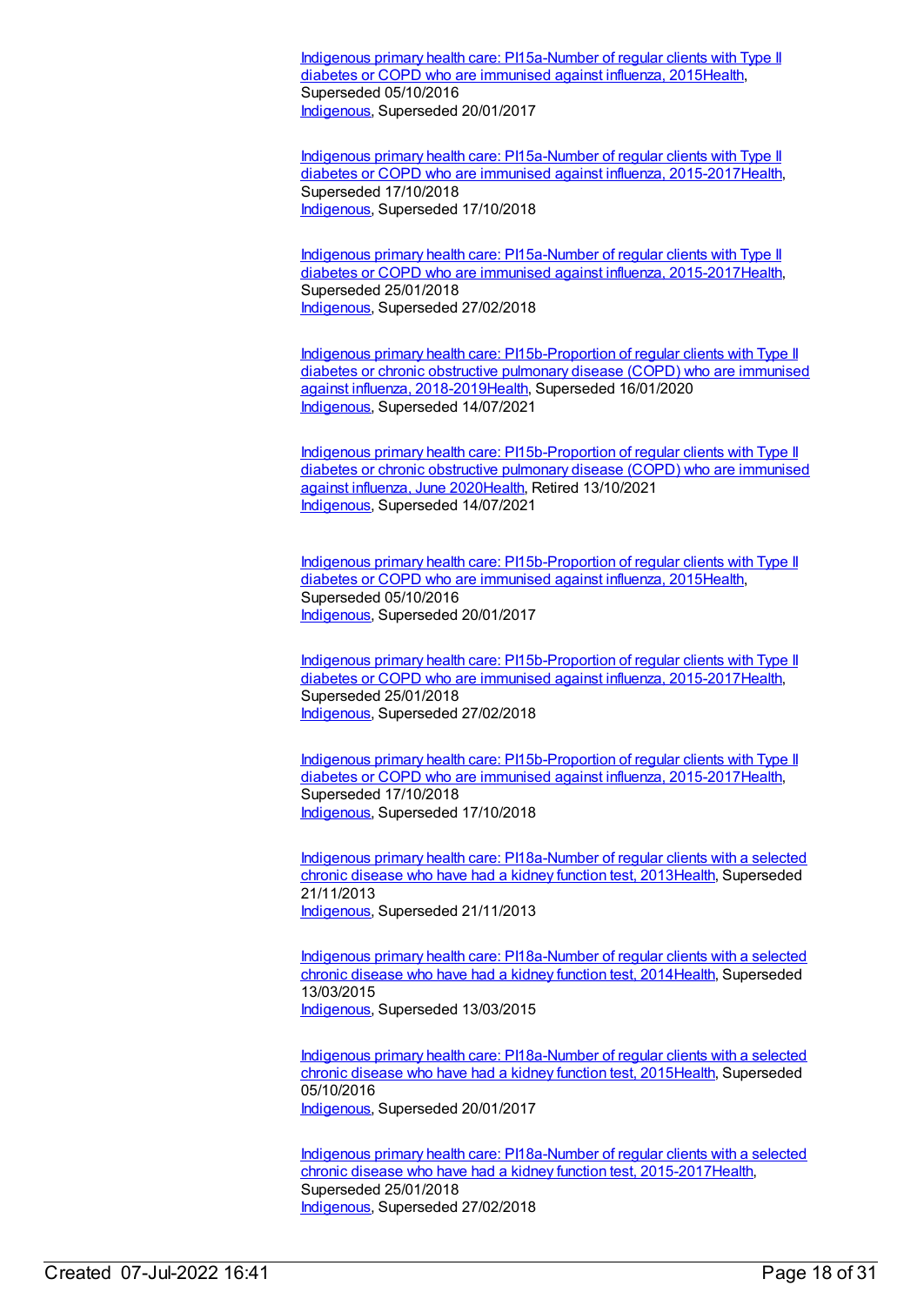[Indigenous primary health care: PI15a-Number of regular clients with Type II diabetes or COPD who are immunised against influenza, 2015Health](#), Superseded 05/10/2016
[Indigenous](#), Superseded 20/01/2017

[Indigenous primary health care: PI15a-Number of regular clients with Type II diabetes or COPD who are immunised against influenza, 2015-2017Health](#), Superseded 17/10/2018
[Indigenous](#), Superseded 17/10/2018

[Indigenous primary health care: PI15a-Number of regular clients with Type II diabetes or COPD who are immunised against influenza, 2015-2017Health](#), Superseded 25/01/2018
[Indigenous](#), Superseded 27/02/2018

[Indigenous primary health care: PI15b-Proportion of regular clients with Type II diabetes or chronic obstructive pulmonary disease (COPD) who are immunised against influenza, 2018-2019Health](#), Superseded 16/01/2020
[Indigenous](#), Superseded 14/07/2021

[Indigenous primary health care: PI15b-Proportion of regular clients with Type II diabetes or chronic obstructive pulmonary disease (COPD) who are immunised against influenza, June 2020Health](#), Retired 13/10/2021
[Indigenous](#), Superseded 14/07/2021

[Indigenous primary health care: PI15b-Proportion of regular clients with Type II diabetes or COPD who are immunised against influenza, 2015Health](#), Superseded 05/10/2016
[Indigenous](#), Superseded 20/01/2017

[Indigenous primary health care: PI15b-Proportion of regular clients with Type II diabetes or COPD who are immunised against influenza, 2015-2017Health](#), Superseded 25/01/2018
[Indigenous](#), Superseded 27/02/2018

[Indigenous primary health care: PI15b-Proportion of regular clients with Type II diabetes or COPD who are immunised against influenza, 2015-2017Health](#), Superseded 17/10/2018
[Indigenous](#), Superseded 17/10/2018

[Indigenous primary health care: PI18a-Number of regular clients with a selected chronic disease who have had a kidney function test, 2013Health](#), Superseded 21/11/2013
[Indigenous](#), Superseded 21/11/2013

[Indigenous primary health care: PI18a-Number of regular clients with a selected chronic disease who have had a kidney function test, 2014Health](#), Superseded 13/03/2015
[Indigenous](#), Superseded 13/03/2015

[Indigenous primary health care: PI18a-Number of regular clients with a selected chronic disease who have had a kidney function test, 2015Health](#), Superseded 05/10/2016
[Indigenous](#), Superseded 20/01/2017

[Indigenous primary health care: PI18a-Number of regular clients with a selected chronic disease who have had a kidney function test, 2015-2017Health](#), Superseded 25/01/2018
[Indigenous](#), Superseded 27/02/2018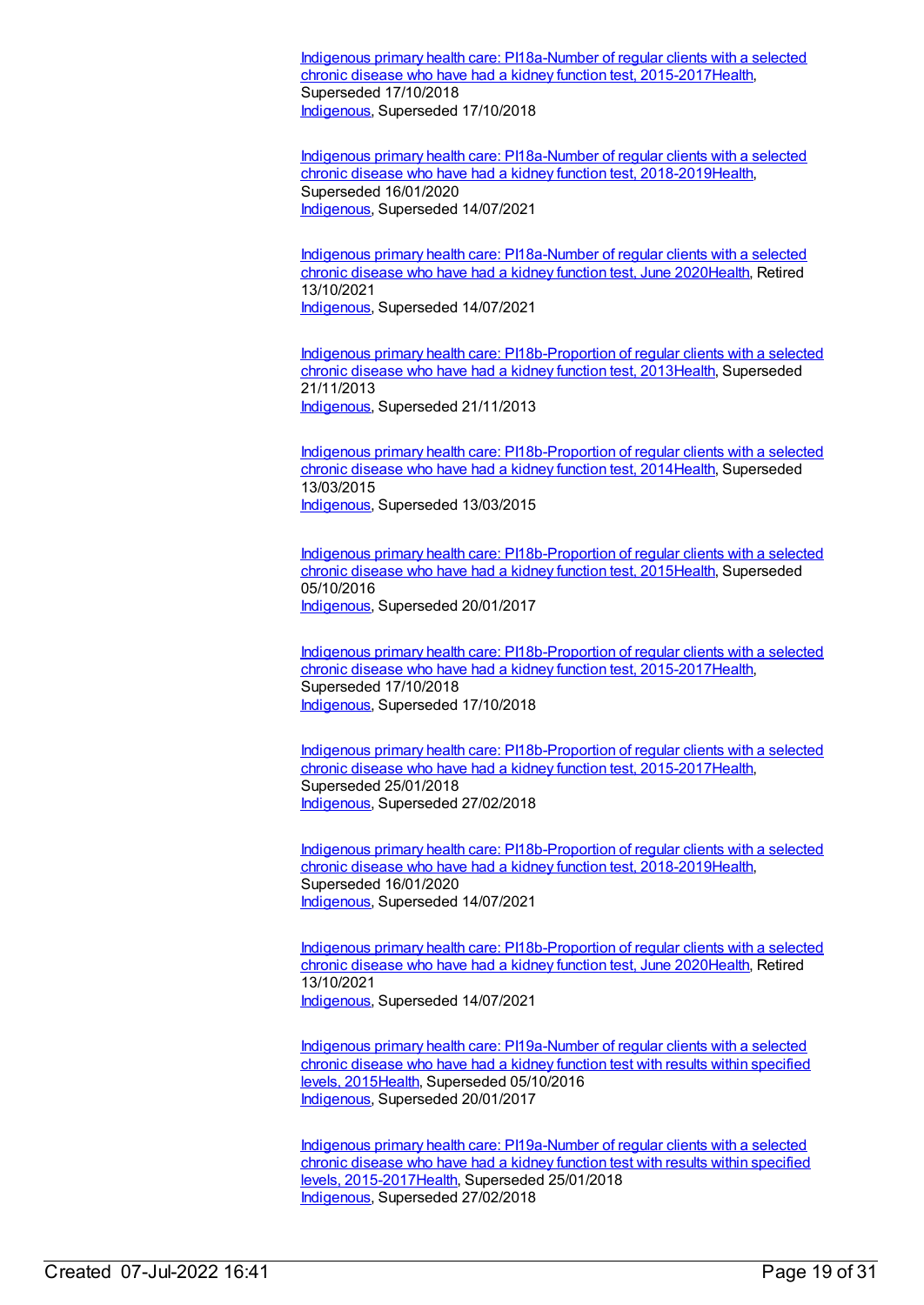Indigenous primary health care: PI18a-Number of regular clients with a selected chronic disease who have had a kidney function test, 2015-2017Health, Superseded 17/10/2018
Indigenous, Superseded 17/10/2018

Indigenous primary health care: PI18a-Number of regular clients with a selected chronic disease who have had a kidney function test, 2018-2019Health, Superseded 16/01/2020
Indigenous, Superseded 14/07/2021

Indigenous primary health care: PI18a-Number of regular clients with a selected chronic disease who have had a kidney function test, June 2020Health, Retired 13/10/2021
Indigenous, Superseded 14/07/2021

Indigenous primary health care: PI18b-Proportion of regular clients with a selected chronic disease who have had a kidney function test, 2013Health, Superseded 21/11/2013
Indigenous, Superseded 21/11/2013

Indigenous primary health care: PI18b-Proportion of regular clients with a selected chronic disease who have had a kidney function test, 2014Health, Superseded 13/03/2015
Indigenous, Superseded 13/03/2015

Indigenous primary health care: PI18b-Proportion of regular clients with a selected chronic disease who have had a kidney function test, 2015Health, Superseded 05/10/2016
Indigenous, Superseded 20/01/2017

Indigenous primary health care: PI18b-Proportion of regular clients with a selected chronic disease who have had a kidney function test, 2015-2017Health, Superseded 17/10/2018
Indigenous, Superseded 17/10/2018

Indigenous primary health care: PI18b-Proportion of regular clients with a selected chronic disease who have had a kidney function test, 2015-2017Health, Superseded 25/01/2018
Indigenous, Superseded 27/02/2018

Indigenous primary health care: PI18b-Proportion of regular clients with a selected chronic disease who have had a kidney function test, 2018-2019Health, Superseded 16/01/2020
Indigenous, Superseded 14/07/2021

Indigenous primary health care: PI18b-Proportion of regular clients with a selected chronic disease who have had a kidney function test, June 2020Health, Retired 13/10/2021
Indigenous, Superseded 14/07/2021

Indigenous primary health care: PI19a-Number of regular clients with a selected chronic disease who have had a kidney function test with results within specified levels, 2015Health, Superseded 05/10/2016
Indigenous, Superseded 20/01/2017

Indigenous primary health care: PI19a-Number of regular clients with a selected chronic disease who have had a kidney function test with results within specified levels, 2015-2017Health, Superseded 25/01/2018
Indigenous, Superseded 27/02/2018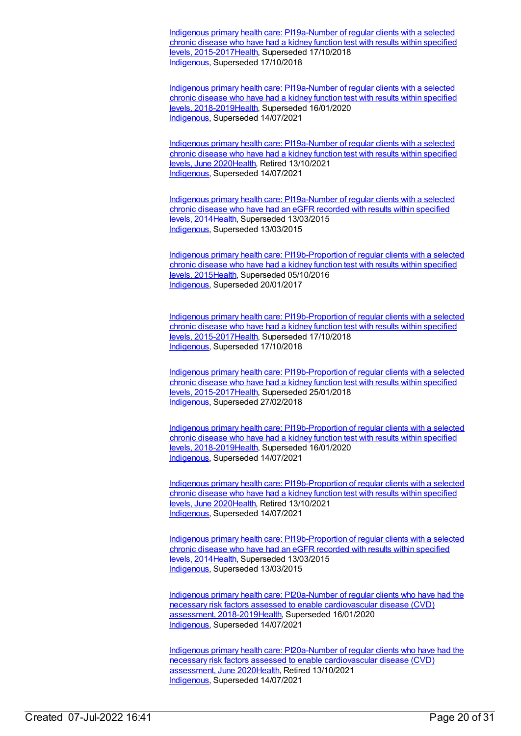Indigenous primary health care: PI19a-Number of regular clients with a selected chronic disease who have had a kidney function test with results within specified levels, 2015-2017Health, Superseded 17/10/2018
Indigenous, Superseded 17/10/2018

Indigenous primary health care: PI19a-Number of regular clients with a selected chronic disease who have had a kidney function test with results within specified levels, 2018-2019Health, Superseded 16/01/2020
Indigenous, Superseded 14/07/2021

Indigenous primary health care: PI19a-Number of regular clients with a selected chronic disease who have had a kidney function test with results within specified levels, June 2020Health, Retired 13/10/2021
Indigenous, Superseded 14/07/2021

Indigenous primary health care: PI19a-Number of regular clients with a selected chronic disease who have had an eGFR recorded with results within specified levels, 2014Health, Superseded 13/03/2015
Indigenous, Superseded 13/03/2015

Indigenous primary health care: PI19b-Proportion of regular clients with a selected chronic disease who have had a kidney function test with results within specified levels, 2015Health, Superseded 05/10/2016
Indigenous, Superseded 20/01/2017

Indigenous primary health care: PI19b-Proportion of regular clients with a selected chronic disease who have had a kidney function test with results within specified levels, 2015-2017Health, Superseded 17/10/2018
Indigenous, Superseded 17/10/2018

Indigenous primary health care: PI19b-Proportion of regular clients with a selected chronic disease who have had a kidney function test with results within specified levels, 2015-2017Health, Superseded 25/01/2018
Indigenous, Superseded 27/02/2018

Indigenous primary health care: PI19b-Proportion of regular clients with a selected chronic disease who have had a kidney function test with results within specified levels, 2018-2019Health, Superseded 16/01/2020
Indigenous, Superseded 14/07/2021

Indigenous primary health care: PI19b-Proportion of regular clients with a selected chronic disease who have had a kidney function test with results within specified levels, June 2020Health, Retired 13/10/2021
Indigenous, Superseded 14/07/2021

Indigenous primary health care: PI19b-Proportion of regular clients with a selected chronic disease who have had an eGFR recorded with results within specified levels, 2014Health, Superseded 13/03/2015
Indigenous, Superseded 13/03/2015

Indigenous primary health care: PI20a-Number of regular clients who have had the necessary risk factors assessed to enable cardiovascular disease (CVD) assessment, 2018-2019Health, Superseded 16/01/2020
Indigenous, Superseded 14/07/2021

Indigenous primary health care: PI20a-Number of regular clients who have had the necessary risk factors assessed to enable cardiovascular disease (CVD) assessment, June 2020Health, Retired 13/10/2021
Indigenous, Superseded 14/07/2021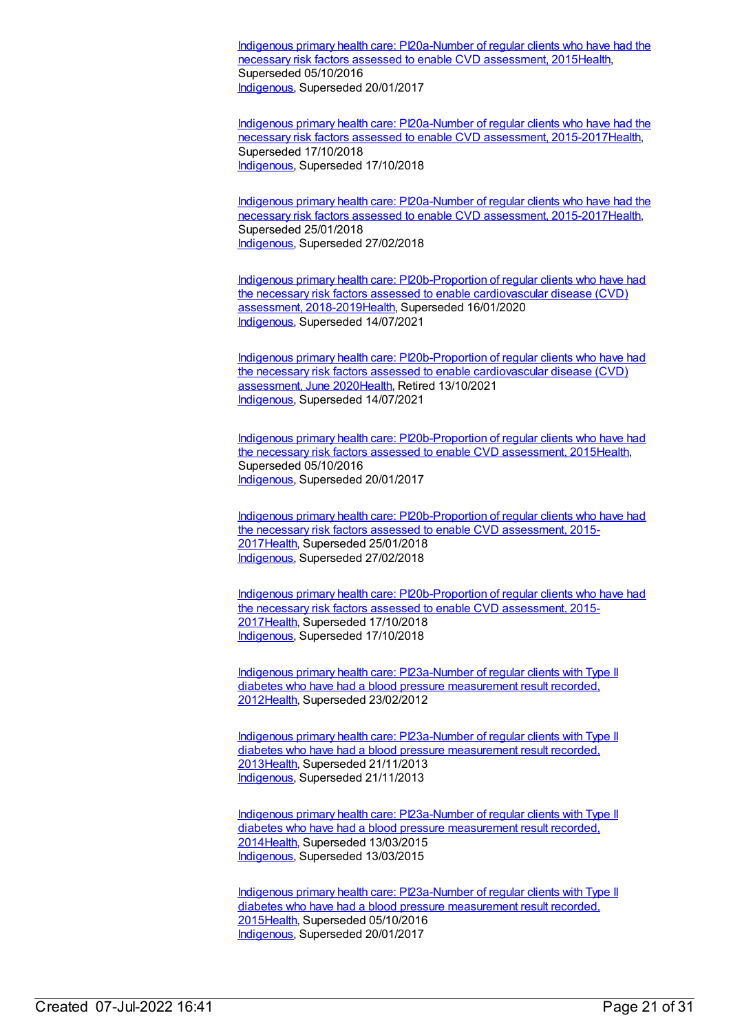Indigenous primary health care: PI20a-Number of regular clients who have had the necessary risk factors assessed to enable CVD assessment, 2015Health, Superseded 05/10/2016
Indigenous, Superseded 20/01/2017

Indigenous primary health care: PI20a-Number of regular clients who have had the necessary risk factors assessed to enable CVD assessment, 2015-2017Health, Superseded 17/10/2018
Indigenous, Superseded 17/10/2018

Indigenous primary health care: PI20a-Number of regular clients who have had the necessary risk factors assessed to enable CVD assessment, 2015-2017Health, Superseded 25/01/2018
Indigenous, Superseded 27/02/2018

Indigenous primary health care: PI20b-Proportion of regular clients who have had the necessary risk factors assessed to enable cardiovascular disease (CVD) assessment, 2018-2019Health, Superseded 16/01/2020
Indigenous, Superseded 14/07/2021

Indigenous primary health care: PI20b-Proportion of regular clients who have had the necessary risk factors assessed to enable cardiovascular disease (CVD) assessment, June 2020Health, Retired 13/10/2021
Indigenous, Superseded 14/07/2021

Indigenous primary health care: PI20b-Proportion of regular clients who have had the necessary risk factors assessed to enable CVD assessment, 2015Health, Superseded 05/10/2016
Indigenous, Superseded 20/01/2017

Indigenous primary health care: PI20b-Proportion of regular clients who have had the necessary risk factors assessed to enable CVD assessment, 2015-2017Health, Superseded 25/01/2018
Indigenous, Superseded 27/02/2018

Indigenous primary health care: PI20b-Proportion of regular clients who have had the necessary risk factors assessed to enable CVD assessment, 2015-2017Health, Superseded 17/10/2018
Indigenous, Superseded 17/10/2018

Indigenous primary health care: PI23a-Number of regular clients with Type II diabetes who have had a blood pressure measurement result recorded, 2012Health, Superseded 23/02/2012

Indigenous primary health care: PI23a-Number of regular clients with Type II diabetes who have had a blood pressure measurement result recorded, 2013Health, Superseded 21/11/2013
Indigenous, Superseded 21/11/2013

Indigenous primary health care: PI23a-Number of regular clients with Type II diabetes who have had a blood pressure measurement result recorded, 2014Health, Superseded 13/03/2015
Indigenous, Superseded 13/03/2015

Indigenous primary health care: PI23a-Number of regular clients with Type II diabetes who have had a blood pressure measurement result recorded, 2015Health, Superseded 05/10/2016
Indigenous, Superseded 20/01/2017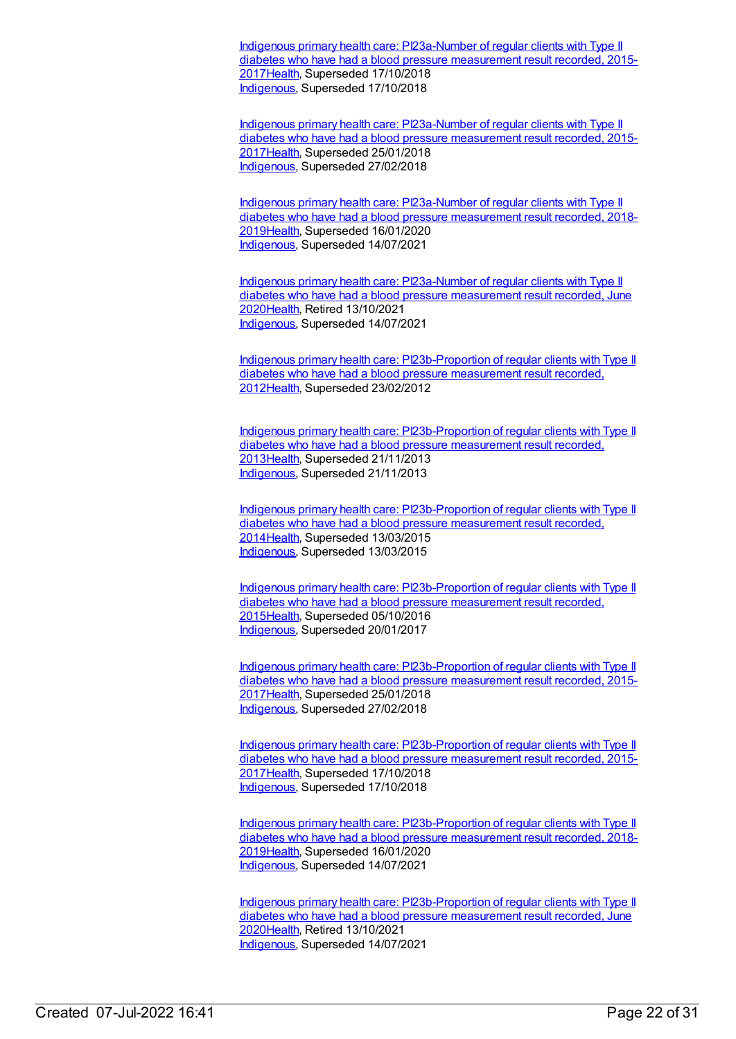Indigenous primary health care: PI23a-Number of regular clients with Type II diabetes who have had a blood pressure measurement result recorded, 2015-2017Health, Superseded 17/10/2018
Indigenous, Superseded 17/10/2018

Indigenous primary health care: PI23a-Number of regular clients with Type II diabetes who have had a blood pressure measurement result recorded, 2015-2017Health, Superseded 25/01/2018
Indigenous, Superseded 27/02/2018

Indigenous primary health care: PI23a-Number of regular clients with Type II diabetes who have had a blood pressure measurement result recorded, 2018-2019Health, Superseded 16/01/2020
Indigenous, Superseded 14/07/2021

Indigenous primary health care: PI23a-Number of regular clients with Type II diabetes who have had a blood pressure measurement result recorded, June 2020Health, Retired 13/10/2021
Indigenous, Superseded 14/07/2021

Indigenous primary health care: PI23b-Proportion of regular clients with Type II diabetes who have had a blood pressure measurement result recorded, 2012Health, Superseded 23/02/2012

Indigenous primary health care: PI23b-Proportion of regular clients with Type II diabetes who have had a blood pressure measurement result recorded, 2013Health, Superseded 21/11/2013
Indigenous, Superseded 21/11/2013

Indigenous primary health care: PI23b-Proportion of regular clients with Type II diabetes who have had a blood pressure measurement result recorded, 2014Health, Superseded 13/03/2015
Indigenous, Superseded 13/03/2015

Indigenous primary health care: PI23b-Proportion of regular clients with Type II diabetes who have had a blood pressure measurement result recorded, 2015Health, Superseded 05/10/2016
Indigenous, Superseded 20/01/2017

Indigenous primary health care: PI23b-Proportion of regular clients with Type II diabetes who have had a blood pressure measurement result recorded, 2015-2017Health, Superseded 25/01/2018
Indigenous, Superseded 27/02/2018

Indigenous primary health care: PI23b-Proportion of regular clients with Type II diabetes who have had a blood pressure measurement result recorded, 2015-2017Health, Superseded 17/10/2018
Indigenous, Superseded 17/10/2018

Indigenous primary health care: PI23b-Proportion of regular clients with Type II diabetes who have had a blood pressure measurement result recorded, 2018-2019Health, Superseded 16/01/2020
Indigenous, Superseded 14/07/2021

Indigenous primary health care: PI23b-Proportion of regular clients with Type II diabetes who have had a blood pressure measurement result recorded, June 2020Health, Retired 13/10/2021
Indigenous, Superseded 14/07/2021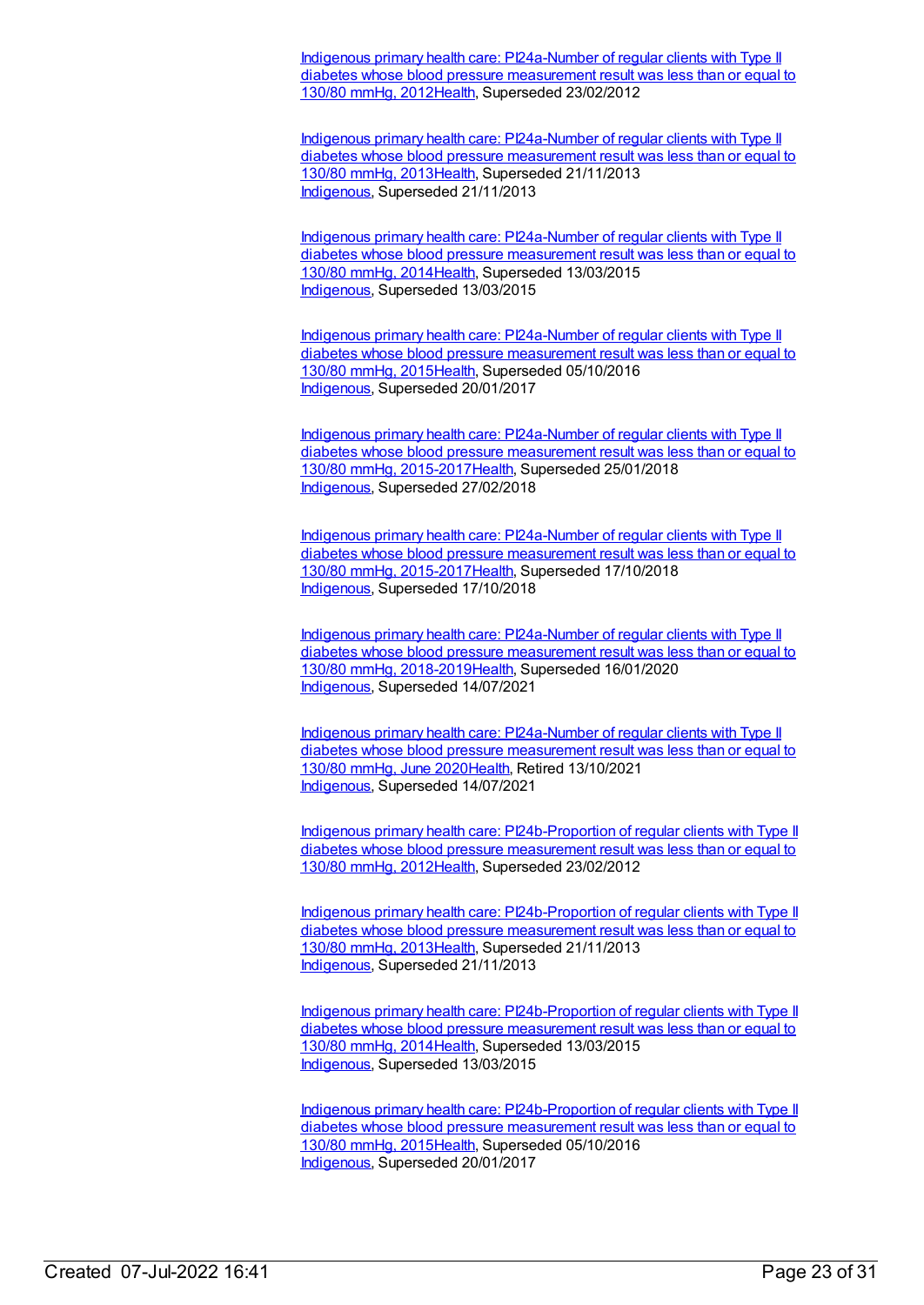[Indigenous primary health care: PI24a-Number of regular clients with Type II diabetes whose blood pressure measurement result was less than or equal to 130/80 mmHg, 2012](Health), Superseded 23/02/2012

[Indigenous primary health care: PI24a-Number of regular clients with Type II diabetes whose blood pressure measurement result was less than or equal to 130/80 mmHg, 2013](Health), Superseded 21/11/2013
Indigenous, Superseded 21/11/2013

[Indigenous primary health care: PI24a-Number of regular clients with Type II diabetes whose blood pressure measurement result was less than or equal to 130/80 mmHg, 2014](Health), Superseded 13/03/2015
Indigenous, Superseded 13/03/2015

[Indigenous primary health care: PI24a-Number of regular clients with Type II diabetes whose blood pressure measurement result was less than or equal to 130/80 mmHg, 2015](Health), Superseded 05/10/2016
Indigenous, Superseded 20/01/2017

[Indigenous primary health care: PI24a-Number of regular clients with Type II diabetes whose blood pressure measurement result was less than or equal to 130/80 mmHg, 2015-2017](Health), Superseded 25/01/2018
Indigenous, Superseded 27/02/2018

[Indigenous primary health care: PI24a-Number of regular clients with Type II diabetes whose blood pressure measurement result was less than or equal to 130/80 mmHg, 2015-2017](Health), Superseded 17/10/2018
Indigenous, Superseded 17/10/2018

[Indigenous primary health care: PI24a-Number of regular clients with Type II diabetes whose blood pressure measurement result was less than or equal to 130/80 mmHg, 2018-2019](Health), Superseded 16/01/2020
Indigenous, Superseded 14/07/2021

[Indigenous primary health care: PI24a-Number of regular clients with Type II diabetes whose blood pressure measurement result was less than or equal to 130/80 mmHg, June 2020](Health), Retired 13/10/2021
Indigenous, Superseded 14/07/2021

[Indigenous primary health care: PI24b-Proportion of regular clients with Type II diabetes whose blood pressure measurement result was less than or equal to 130/80 mmHg, 2012](Health), Superseded 23/02/2012

[Indigenous primary health care: PI24b-Proportion of regular clients with Type II diabetes whose blood pressure measurement result was less than or equal to 130/80 mmHg, 2013](Health), Superseded 21/11/2013
Indigenous, Superseded 21/11/2013

[Indigenous primary health care: PI24b-Proportion of regular clients with Type II diabetes whose blood pressure measurement result was less than or equal to 130/80 mmHg, 2014](Health), Superseded 13/03/2015
Indigenous, Superseded 13/03/2015

[Indigenous primary health care: PI24b-Proportion of regular clients with Type II diabetes whose blood pressure measurement result was less than or equal to 130/80 mmHg, 2015](Health), Superseded 05/10/2016
Indigenous, Superseded 20/01/2017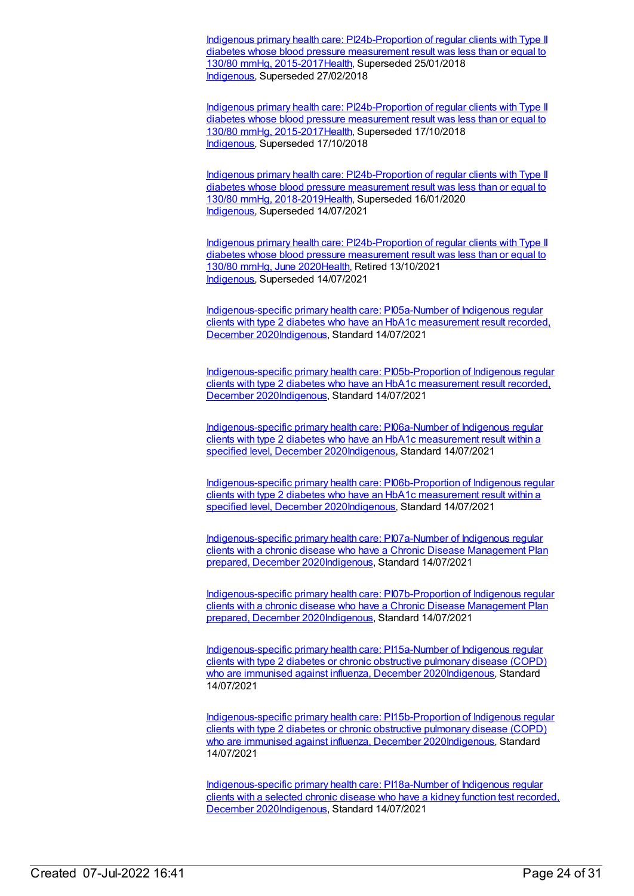[Indigenous primary health care: PI24b-Proportion of regular clients with Type II diabetes whose blood pressure measurement result was less than or equal to 130/80 mmHg, 2015-2017](#)[Health](#), Superseded 25/01/2018
[Indigenous](#), Superseded 27/02/2018

[Indigenous primary health care: PI24b-Proportion of regular clients with Type II diabetes whose blood pressure measurement result was less than or equal to 130/80 mmHg, 2015-2017](#)[Health](#), Superseded 17/10/2018
[Indigenous](#), Superseded 17/10/2018

[Indigenous primary health care: PI24b-Proportion of regular clients with Type II diabetes whose blood pressure measurement result was less than or equal to 130/80 mmHg, 2018-2019](#)[Health](#), Superseded 16/01/2020
[Indigenous](#), Superseded 14/07/2021

[Indigenous primary health care: PI24b-Proportion of regular clients with Type II diabetes whose blood pressure measurement result was less than or equal to 130/80 mmHg, June 2020](#)[Health](#), Retired 13/10/2021
[Indigenous](#), Superseded 14/07/2021

[Indigenous-specific primary health care: PI05a-Number of Indigenous regular clients with type 2 diabetes who have an HbA1c measurement result recorded, December 2020](#)[Indigenous](#), Standard 14/07/2021

[Indigenous-specific primary health care: PI05b-Proportion of Indigenous regular clients with type 2 diabetes who have an HbA1c measurement result recorded, December 2020](#)[Indigenous](#), Standard 14/07/2021

[Indigenous-specific primary health care: PI06a-Number of Indigenous regular clients with type 2 diabetes who have an HbA1c measurement result within a specified level, December 2020](#)[Indigenous](#), Standard 14/07/2021

[Indigenous-specific primary health care: PI06b-Proportion of Indigenous regular clients with type 2 diabetes who have an HbA1c measurement result within a specified level, December 2020](#)[Indigenous](#), Standard 14/07/2021

[Indigenous-specific primary health care: PI07a-Number of Indigenous regular clients with a chronic disease who have a Chronic Disease Management Plan prepared, December 2020](#)[Indigenous](#), Standard 14/07/2021

[Indigenous-specific primary health care: PI07b-Proportion of Indigenous regular clients with a chronic disease who have a Chronic Disease Management Plan prepared, December 2020](#)[Indigenous](#), Standard 14/07/2021

[Indigenous-specific primary health care: PI15a-Number of Indigenous regular clients with type 2 diabetes or chronic obstructive pulmonary disease (COPD) who are immunised against influenza, December 2020](#)[Indigenous](#), Standard 14/07/2021

[Indigenous-specific primary health care: PI15b-Proportion of Indigenous regular clients with type 2 diabetes or chronic obstructive pulmonary disease (COPD) who are immunised against influenza, December 2020](#)[Indigenous](#), Standard 14/07/2021

[Indigenous-specific primary health care: PI18a-Number of Indigenous regular clients with a selected chronic disease who have a kidney function test recorded, December 2020](#)[Indigenous](#), Standard 14/07/2021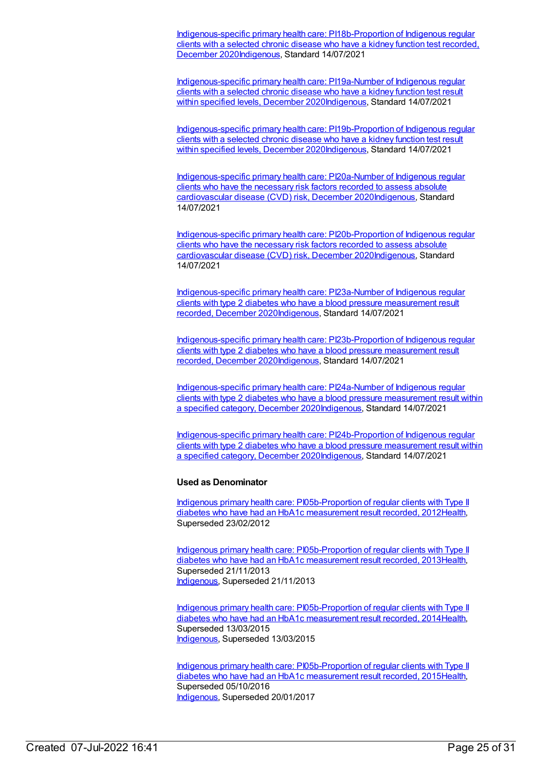Indigenous-specific primary health care: PI18b-Proportion of Indigenous regular clients with a selected chronic disease who have a kidney function test recorded, December 2020Indigenous, Standard 14/07/2021

Indigenous-specific primary health care: PI19a-Number of Indigenous regular clients with a selected chronic disease who have a kidney function test result within specified levels, December 2020Indigenous, Standard 14/07/2021

Indigenous-specific primary health care: PI19b-Proportion of Indigenous regular clients with a selected chronic disease who have a kidney function test result within specified levels, December 2020Indigenous, Standard 14/07/2021

Indigenous-specific primary health care: PI20a-Number of Indigenous regular clients who have the necessary risk factors recorded to assess absolute cardiovascular disease (CVD) risk, December 2020Indigenous, Standard 14/07/2021

Indigenous-specific primary health care: PI20b-Proportion of Indigenous regular clients who have the necessary risk factors recorded to assess absolute cardiovascular disease (CVD) risk, December 2020Indigenous, Standard 14/07/2021

Indigenous-specific primary health care: PI23a-Number of Indigenous regular clients with type 2 diabetes who have a blood pressure measurement result recorded, December 2020Indigenous, Standard 14/07/2021

Indigenous-specific primary health care: PI23b-Proportion of Indigenous regular clients with type 2 diabetes who have a blood pressure measurement result recorded, December 2020Indigenous, Standard 14/07/2021

Indigenous-specific primary health care: PI24a-Number of Indigenous regular clients with type 2 diabetes who have a blood pressure measurement result within a specified category, December 2020Indigenous, Standard 14/07/2021

Indigenous-specific primary health care: PI24b-Proportion of Indigenous regular clients with type 2 diabetes who have a blood pressure measurement result within a specified category, December 2020Indigenous, Standard 14/07/2021

**Used as Denominator**

Indigenous primary health care: PI05b-Proportion of regular clients with Type II diabetes who have had an HbA1c measurement result recorded, 2012Health, Superseded 23/02/2012

Indigenous primary health care: PI05b-Proportion of regular clients with Type II diabetes who have had an HbA1c measurement result recorded, 2013Health, Superseded 21/11/2013
Indigenous, Superseded 21/11/2013

Indigenous primary health care: PI05b-Proportion of regular clients with Type II diabetes who have had an HbA1c measurement result recorded, 2014Health, Superseded 13/03/2015
Indigenous, Superseded 13/03/2015

Indigenous primary health care: PI05b-Proportion of regular clients with Type II diabetes who have had an HbA1c measurement result recorded, 2015Health, Superseded 05/10/2016
Indigenous, Superseded 20/01/2017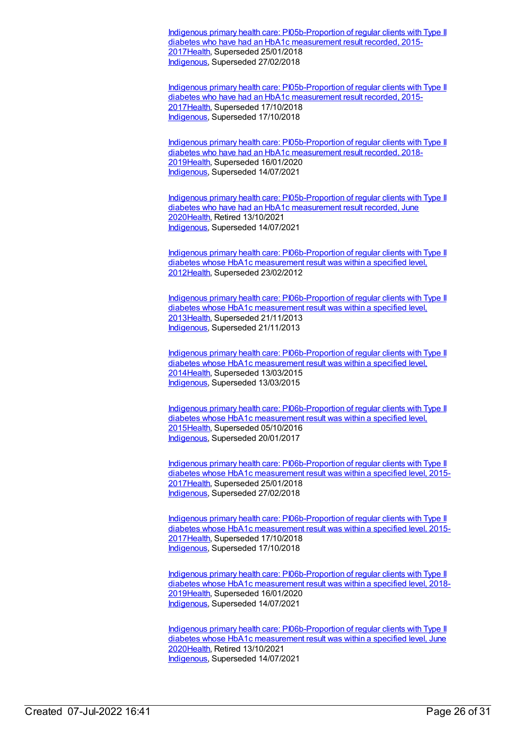Indigenous primary health care: PI05b-Proportion of regular clients with Type II diabetes who have had an HbA1c measurement result recorded, 2015-2017Health, Superseded 25/01/2018
Indigenous, Superseded 27/02/2018

Indigenous primary health care: PI05b-Proportion of regular clients with Type II diabetes who have had an HbA1c measurement result recorded, 2015-2017Health, Superseded 17/10/2018
Indigenous, Superseded 17/10/2018

Indigenous primary health care: PI05b-Proportion of regular clients with Type II diabetes who have had an HbA1c measurement result recorded, 2018-2019Health, Superseded 16/01/2020
Indigenous, Superseded 14/07/2021

Indigenous primary health care: PI05b-Proportion of regular clients with Type II diabetes who have had an HbA1c measurement result recorded, June 2020Health, Retired 13/10/2021
Indigenous, Superseded 14/07/2021

Indigenous primary health care: PI06b-Proportion of regular clients with Type II diabetes whose HbA1c measurement result was within a specified level, 2012Health, Superseded 23/02/2012

Indigenous primary health care: PI06b-Proportion of regular clients with Type II diabetes whose HbA1c measurement result was within a specified level, 2013Health, Superseded 21/11/2013
Indigenous, Superseded 21/11/2013

Indigenous primary health care: PI06b-Proportion of regular clients with Type II diabetes whose HbA1c measurement result was within a specified level, 2014Health, Superseded 13/03/2015
Indigenous, Superseded 13/03/2015

Indigenous primary health care: PI06b-Proportion of regular clients with Type II diabetes whose HbA1c measurement result was within a specified level, 2015Health, Superseded 05/10/2016
Indigenous, Superseded 20/01/2017

Indigenous primary health care: PI06b-Proportion of regular clients with Type II diabetes whose HbA1c measurement result was within a specified level, 2015-2017Health, Superseded 25/01/2018
Indigenous, Superseded 27/02/2018

Indigenous primary health care: PI06b-Proportion of regular clients with Type II diabetes whose HbA1c measurement result was within a specified level, 2015-2017Health, Superseded 17/10/2018
Indigenous, Superseded 17/10/2018

Indigenous primary health care: PI06b-Proportion of regular clients with Type II diabetes whose HbA1c measurement result was within a specified level, 2018-2019Health, Superseded 16/01/2020
Indigenous, Superseded 14/07/2021

Indigenous primary health care: PI06b-Proportion of regular clients with Type II diabetes whose HbA1c measurement result was within a specified level, June 2020Health, Retired 13/10/2021
Indigenous, Superseded 14/07/2021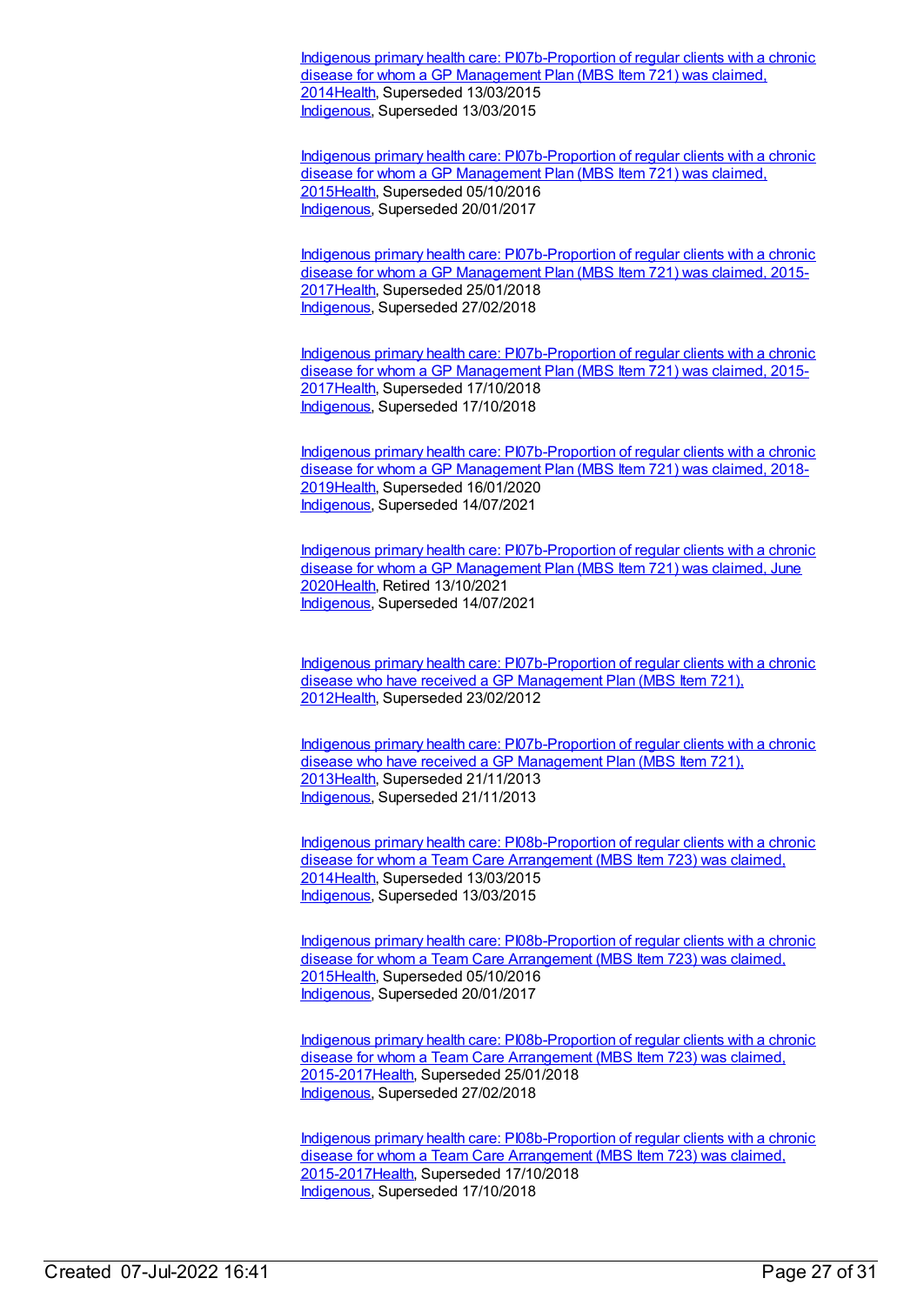Indigenous primary health care: PI07b-Proportion of regular clients with a chronic disease for whom a GP Management Plan (MBS Item 721) was claimed, 2014Health, Superseded 13/03/2015
Indigenous, Superseded 13/03/2015

Indigenous primary health care: PI07b-Proportion of regular clients with a chronic disease for whom a GP Management Plan (MBS Item 721) was claimed, 2015Health, Superseded 05/10/2016
Indigenous, Superseded 20/01/2017

Indigenous primary health care: PI07b-Proportion of regular clients with a chronic disease for whom a GP Management Plan (MBS Item 721) was claimed, 2015-2017Health, Superseded 25/01/2018
Indigenous, Superseded 27/02/2018

Indigenous primary health care: PI07b-Proportion of regular clients with a chronic disease for whom a GP Management Plan (MBS Item 721) was claimed, 2015-2017Health, Superseded 17/10/2018
Indigenous, Superseded 17/10/2018

Indigenous primary health care: PI07b-Proportion of regular clients with a chronic disease for whom a GP Management Plan (MBS Item 721) was claimed, 2018-2019Health, Superseded 16/01/2020
Indigenous, Superseded 14/07/2021

Indigenous primary health care: PI07b-Proportion of regular clients with a chronic disease for whom a GP Management Plan (MBS Item 721) was claimed, June 2020Health, Retired 13/10/2021
Indigenous, Superseded 14/07/2021

Indigenous primary health care: PI07b-Proportion of regular clients with a chronic disease who have received a GP Management Plan (MBS Item 721), 2012Health, Superseded 23/02/2012

Indigenous primary health care: PI07b-Proportion of regular clients with a chronic disease who have received a GP Management Plan (MBS Item 721), 2013Health, Superseded 21/11/2013
Indigenous, Superseded 21/11/2013

Indigenous primary health care: PI08b-Proportion of regular clients with a chronic disease for whom a Team Care Arrangement (MBS Item 723) was claimed, 2014Health, Superseded 13/03/2015
Indigenous, Superseded 13/03/2015

Indigenous primary health care: PI08b-Proportion of regular clients with a chronic disease for whom a Team Care Arrangement (MBS Item 723) was claimed, 2015Health, Superseded 05/10/2016
Indigenous, Superseded 20/01/2017

Indigenous primary health care: PI08b-Proportion of regular clients with a chronic disease for whom a Team Care Arrangement (MBS Item 723) was claimed, 2015-2017Health, Superseded 25/01/2018
Indigenous, Superseded 27/02/2018

Indigenous primary health care: PI08b-Proportion of regular clients with a chronic disease for whom a Team Care Arrangement (MBS Item 723) was claimed, 2015-2017Health, Superseded 17/10/2018
Indigenous, Superseded 17/10/2018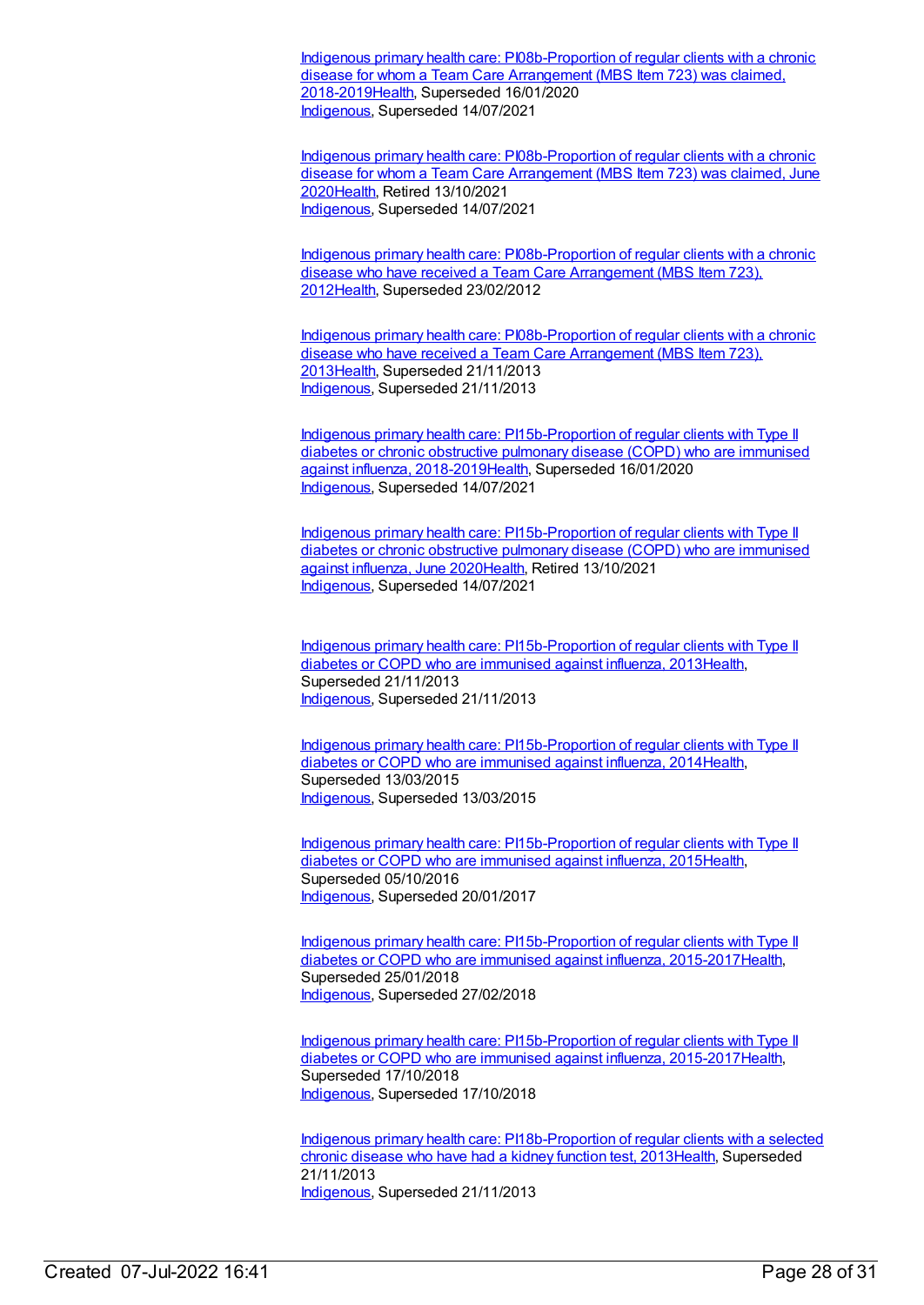[Indigenous primary health care: PI08b-Proportion of regular clients with a chronic disease for whom a Team Care Arrangement (MBS Item 723) was claimed, 2018-2019Health](), Superseded 16/01/2020
[Indigenous](), Superseded 14/07/2021

[Indigenous primary health care: PI08b-Proportion of regular clients with a chronic disease for whom a Team Care Arrangement (MBS Item 723) was claimed, June 2020Health](), Retired 13/10/2021
[Indigenous](), Superseded 14/07/2021

[Indigenous primary health care: PI08b-Proportion of regular clients with a chronic disease who have received a Team Care Arrangement (MBS Item 723), 2012Health](), Superseded 23/02/2012

[Indigenous primary health care: PI08b-Proportion of regular clients with a chronic disease who have received a Team Care Arrangement (MBS Item 723), 2013Health](), Superseded 21/11/2013
[Indigenous](), Superseded 21/11/2013

[Indigenous primary health care: PI15b-Proportion of regular clients with Type II diabetes or chronic obstructive pulmonary disease (COPD) who are immunised against influenza, 2018-2019Health](), Superseded 16/01/2020
[Indigenous](), Superseded 14/07/2021

[Indigenous primary health care: PI15b-Proportion of regular clients with Type II diabetes or chronic obstructive pulmonary disease (COPD) who are immunised against influenza, June 2020Health](), Retired 13/10/2021
[Indigenous](), Superseded 14/07/2021

[Indigenous primary health care: PI15b-Proportion of regular clients with Type II diabetes or COPD who are immunised against influenza, 2013Health](), Superseded 21/11/2013
[Indigenous](), Superseded 21/11/2013

[Indigenous primary health care: PI15b-Proportion of regular clients with Type II diabetes or COPD who are immunised against influenza, 2014Health](), Superseded 13/03/2015
[Indigenous](), Superseded 13/03/2015

[Indigenous primary health care: PI15b-Proportion of regular clients with Type II diabetes or COPD who are immunised against influenza, 2015Health](), Superseded 05/10/2016
[Indigenous](), Superseded 20/01/2017

[Indigenous primary health care: PI15b-Proportion of regular clients with Type II diabetes or COPD who are immunised against influenza, 2015-2017Health](), Superseded 25/01/2018
[Indigenous](), Superseded 27/02/2018

[Indigenous primary health care: PI15b-Proportion of regular clients with Type II diabetes or COPD who are immunised against influenza, 2015-2017Health](), Superseded 17/10/2018
[Indigenous](), Superseded 17/10/2018

[Indigenous primary health care: PI18b-Proportion of regular clients with a selected chronic disease who have had a kidney function test, 2013Health](), Superseded 21/11/2013
[Indigenous](), Superseded 21/11/2013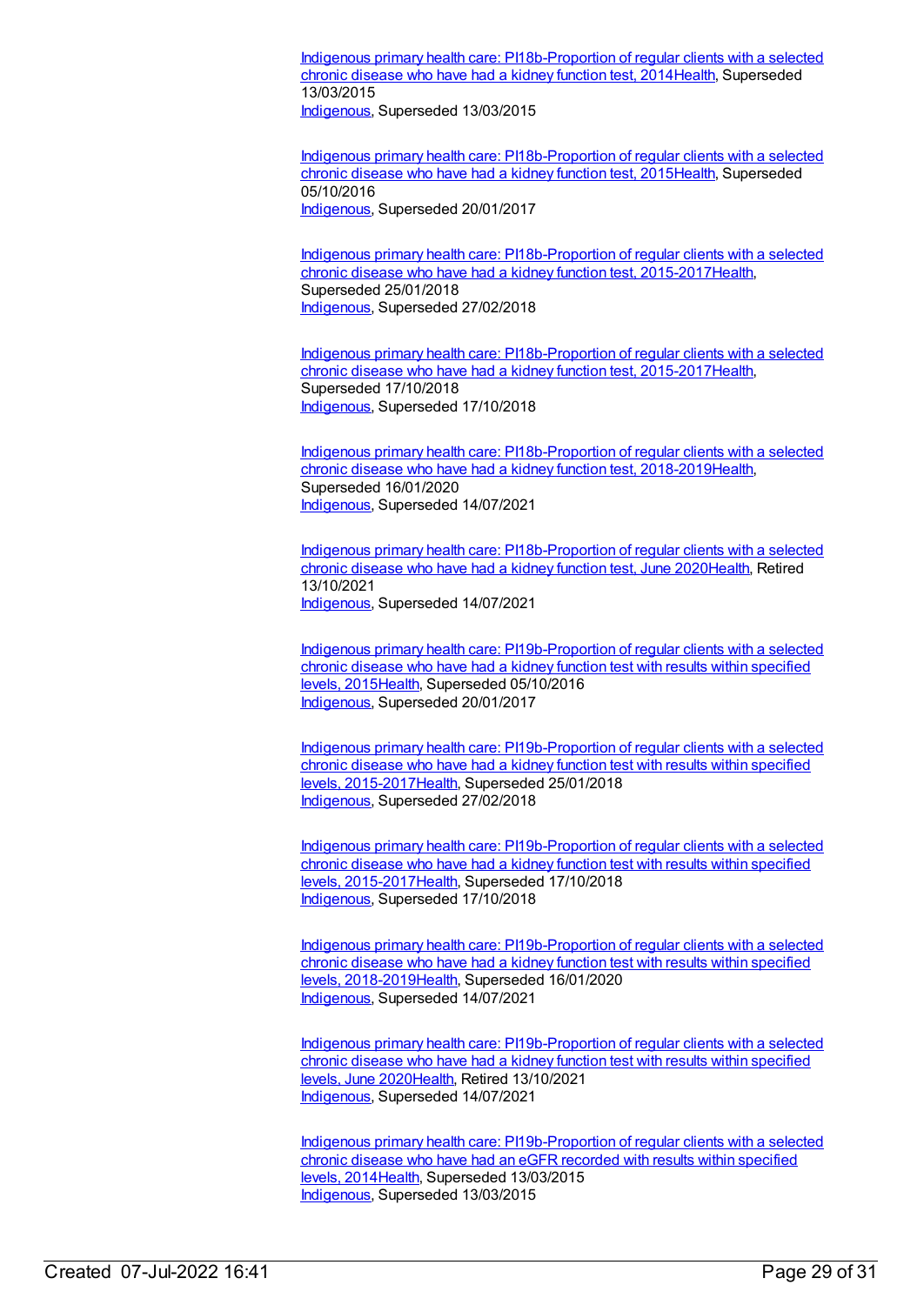Indigenous primary health care: PI18b-Proportion of regular clients with a selected chronic disease who have had a kidney function test, 2014Health, Superseded 13/03/2015
Indigenous, Superseded 13/03/2015

Indigenous primary health care: PI18b-Proportion of regular clients with a selected chronic disease who have had a kidney function test, 2015Health, Superseded 05/10/2016
Indigenous, Superseded 20/01/2017

Indigenous primary health care: PI18b-Proportion of regular clients with a selected chronic disease who have had a kidney function test, 2015-2017Health, Superseded 25/01/2018
Indigenous, Superseded 27/02/2018

Indigenous primary health care: PI18b-Proportion of regular clients with a selected chronic disease who have had a kidney function test, 2015-2017Health, Superseded 17/10/2018
Indigenous, Superseded 17/10/2018

Indigenous primary health care: PI18b-Proportion of regular clients with a selected chronic disease who have had a kidney function test, 2018-2019Health, Superseded 16/01/2020
Indigenous, Superseded 14/07/2021

Indigenous primary health care: PI18b-Proportion of regular clients with a selected chronic disease who have had a kidney function test, June 2020Health, Retired 13/10/2021
Indigenous, Superseded 14/07/2021

Indigenous primary health care: PI19b-Proportion of regular clients with a selected chronic disease who have had a kidney function test with results within specified levels, 2015Health, Superseded 05/10/2016
Indigenous, Superseded 20/01/2017

Indigenous primary health care: PI19b-Proportion of regular clients with a selected chronic disease who have had a kidney function test with results within specified levels, 2015-2017Health, Superseded 25/01/2018
Indigenous, Superseded 27/02/2018

Indigenous primary health care: PI19b-Proportion of regular clients with a selected chronic disease who have had a kidney function test with results within specified levels, 2015-2017Health, Superseded 17/10/2018
Indigenous, Superseded 17/10/2018

Indigenous primary health care: PI19b-Proportion of regular clients with a selected chronic disease who have had a kidney function test with results within specified levels, 2018-2019Health, Superseded 16/01/2020
Indigenous, Superseded 14/07/2021

Indigenous primary health care: PI19b-Proportion of regular clients with a selected chronic disease who have had a kidney function test with results within specified levels, June 2020Health, Retired 13/10/2021
Indigenous, Superseded 14/07/2021

Indigenous primary health care: PI19b-Proportion of regular clients with a selected chronic disease who have had an eGFR recorded with results within specified levels, 2014Health, Superseded 13/03/2015
Indigenous, Superseded 13/03/2015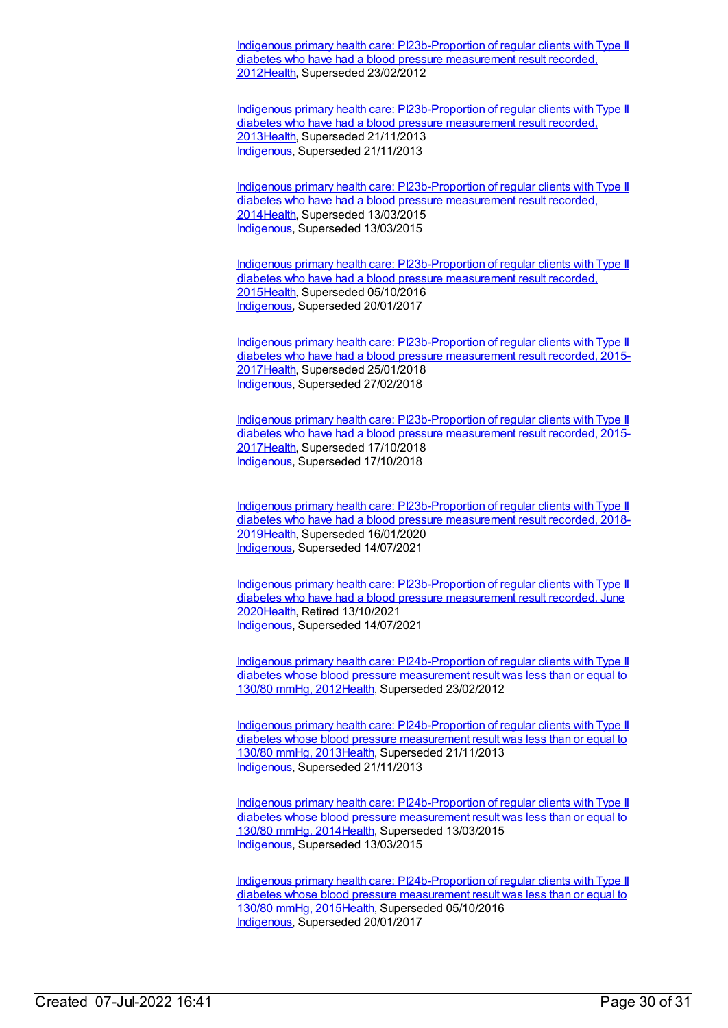Indigenous primary health care: PI23b-Proportion of regular clients with Type II diabetes who have had a blood pressure measurement result recorded, 2012Health, Superseded 23/02/2012

Indigenous primary health care: PI23b-Proportion of regular clients with Type II diabetes who have had a blood pressure measurement result recorded, 2013Health, Superseded 21/11/2013
Indigenous, Superseded 21/11/2013

Indigenous primary health care: PI23b-Proportion of regular clients with Type II diabetes who have had a blood pressure measurement result recorded, 2014Health, Superseded 13/03/2015
Indigenous, Superseded 13/03/2015

Indigenous primary health care: PI23b-Proportion of regular clients with Type II diabetes who have had a blood pressure measurement result recorded, 2015Health, Superseded 05/10/2016
Indigenous, Superseded 20/01/2017

Indigenous primary health care: PI23b-Proportion of regular clients with Type II diabetes who have had a blood pressure measurement result recorded, 2015-2017Health, Superseded 25/01/2018
Indigenous, Superseded 27/02/2018

Indigenous primary health care: PI23b-Proportion of regular clients with Type II diabetes who have had a blood pressure measurement result recorded, 2015-2017Health, Superseded 17/10/2018
Indigenous, Superseded 17/10/2018

Indigenous primary health care: PI23b-Proportion of regular clients with Type II diabetes who have had a blood pressure measurement result recorded, 2018-2019Health, Superseded 16/01/2020
Indigenous, Superseded 14/07/2021

Indigenous primary health care: PI23b-Proportion of regular clients with Type II diabetes who have had a blood pressure measurement result recorded, June 2020Health, Retired 13/10/2021
Indigenous, Superseded 14/07/2021

Indigenous primary health care: PI24b-Proportion of regular clients with Type II diabetes whose blood pressure measurement result was less than or equal to 130/80 mmHg, 2012Health, Superseded 23/02/2012

Indigenous primary health care: PI24b-Proportion of regular clients with Type II diabetes whose blood pressure measurement result was less than or equal to 130/80 mmHg, 2013Health, Superseded 21/11/2013
Indigenous, Superseded 21/11/2013

Indigenous primary health care: PI24b-Proportion of regular clients with Type II diabetes whose blood pressure measurement result was less than or equal to 130/80 mmHg, 2014Health, Superseded 13/03/2015
Indigenous, Superseded 13/03/2015

Indigenous primary health care: PI24b-Proportion of regular clients with Type II diabetes whose blood pressure measurement result was less than or equal to 130/80 mmHg, 2015Health, Superseded 05/10/2016
Indigenous, Superseded 20/01/2017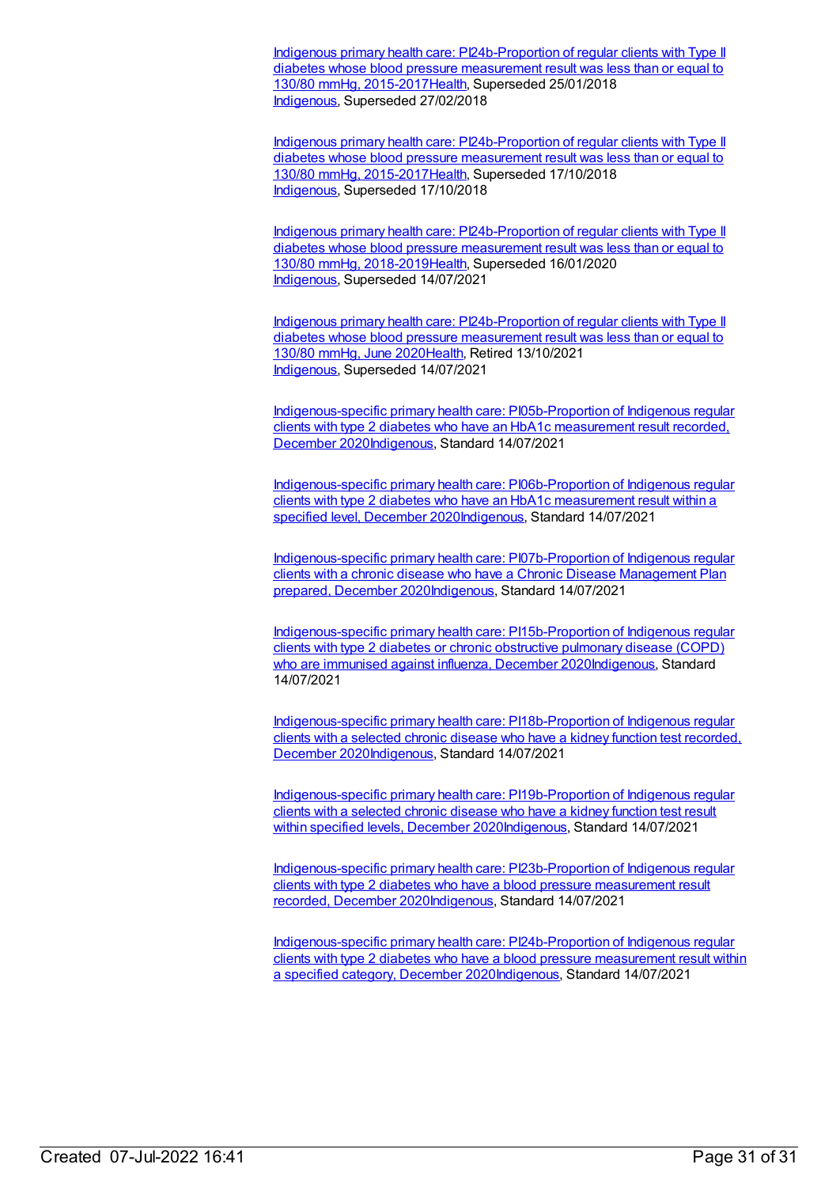Indigenous primary health care: PI24b-Proportion of regular clients with Type II diabetes whose blood pressure measurement result was less than or equal to 130/80 mmHg, 2015-2017Health, Superseded 25/01/2018
Indigenous, Superseded 27/02/2018

Indigenous primary health care: PI24b-Proportion of regular clients with Type II diabetes whose blood pressure measurement result was less than or equal to 130/80 mmHg, 2015-2017Health, Superseded 17/10/2018
Indigenous, Superseded 17/10/2018

Indigenous primary health care: PI24b-Proportion of regular clients with Type II diabetes whose blood pressure measurement result was less than or equal to 130/80 mmHg, 2018-2019Health, Superseded 16/01/2020
Indigenous, Superseded 14/07/2021

Indigenous primary health care: PI24b-Proportion of regular clients with Type II diabetes whose blood pressure measurement result was less than or equal to 130/80 mmHg, June 2020Health, Retired 13/10/2021
Indigenous, Superseded 14/07/2021

Indigenous-specific primary health care: PI05b-Proportion of Indigenous regular clients with type 2 diabetes who have an HbA1c measurement result recorded, December 2020Indigenous, Standard 14/07/2021

Indigenous-specific primary health care: PI06b-Proportion of Indigenous regular clients with type 2 diabetes who have an HbA1c measurement result within a specified level, December 2020Indigenous, Standard 14/07/2021

Indigenous-specific primary health care: PI07b-Proportion of Indigenous regular clients with a chronic disease who have a Chronic Disease Management Plan prepared, December 2020Indigenous, Standard 14/07/2021

Indigenous-specific primary health care: PI15b-Proportion of Indigenous regular clients with type 2 diabetes or chronic obstructive pulmonary disease (COPD) who are immunised against influenza, December 2020Indigenous, Standard 14/07/2021

Indigenous-specific primary health care: PI18b-Proportion of Indigenous regular clients with a selected chronic disease who have a kidney function test recorded, December 2020Indigenous, Standard 14/07/2021

Indigenous-specific primary health care: PI19b-Proportion of Indigenous regular clients with a selected chronic disease who have a kidney function test result within specified levels, December 2020Indigenous, Standard 14/07/2021

Indigenous-specific primary health care: PI23b-Proportion of Indigenous regular clients with type 2 diabetes who have a blood pressure measurement result recorded, December 2020Indigenous, Standard 14/07/2021

Indigenous-specific primary health care: PI24b-Proportion of Indigenous regular clients with type 2 diabetes who have a blood pressure measurement result within a specified category, December 2020Indigenous, Standard 14/07/2021